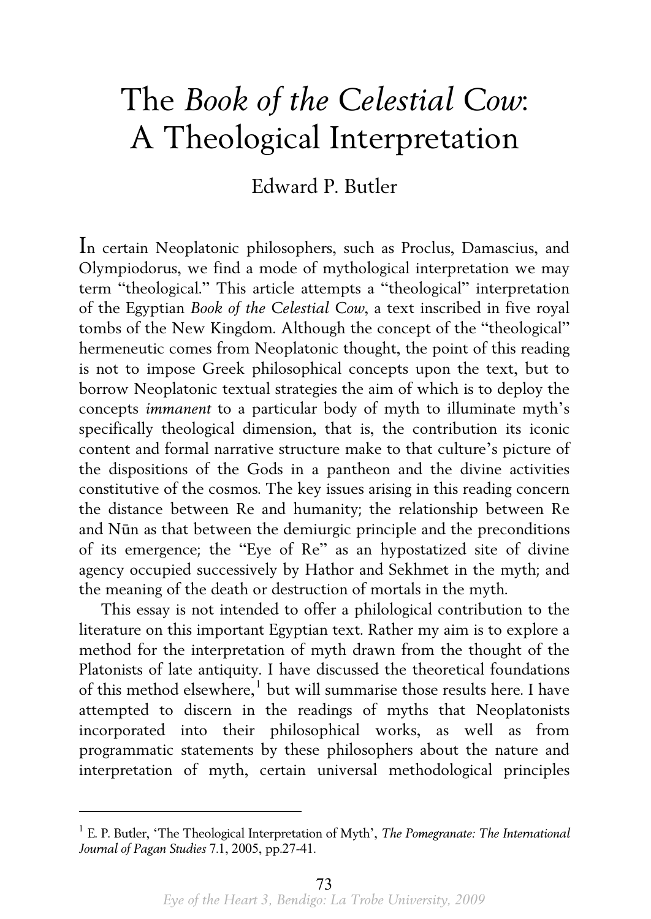# The *Book of the Celestial Cow*: A Theological Interpretation

Edward P. Butler

In certain Neoplatonic philosophers, such as Proclus, Damascius, and Olympiodorus, we find a mode of mythological interpretation we may term "theological." This article attempts a "theological" interpretation of the Egyptian *Book of the Celestial Cow*, a text inscribed in five royal tombs of the New Kingdom. Although the concept of the "theological" hermeneutic comes from Neoplatonic thought, the point of this reading is not to impose Greek philosophical concepts upon the text, but to borrow Neoplatonic textual strategies the aim of which is to deploy the concepts *immanent* to a particular body of myth to illuminate myth's specifically theological dimension, that is, the contribution its iconic content and formal narrative structure make to that culture's picture of the dispositions of the Gods in a pantheon and the divine activities constitutive of the cosmos. The key issues arising in this reading concern the distance between Re and humanity; the relationship between Re and Nūn as that between the demiurgic principle and the preconditions of its emergence; the "Eye of Re" as an hypostatized site of divine agency occupied successively by Hathor and Sekhmet in the myth; and the meaning of the death or destruction of mortals in the myth.

This essay is not intended to offer a philological contribution to the literature on this important Egyptian text. Rather my aim is to explore a method for the interpretation of myth drawn from the thought of the Platonists of late antiquity. I have discussed the theoretical foundations of this method elsewhere,[1] but will summarise those results here. I have attempted to discern in the readings of myths that Neoplatonists incorporated into their philosophical works, as well as from programmatic statements by these philosophers about the nature and interpretation of myth, certain universal methodological principles

---

[1] E. P. Butler, 'The Theological Interpretation of Myth', *The Pomegranate: The International Journal of Pagan Studies* 7.1, 2005, pp.27-41.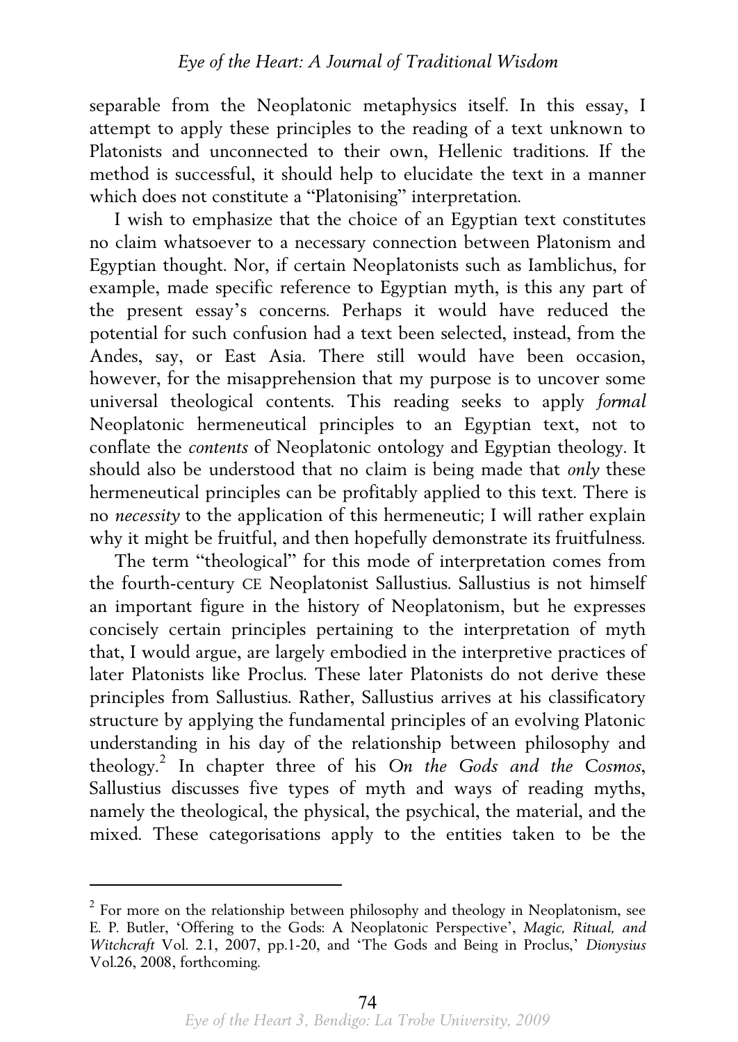separable from the Neoplatonic metaphysics itself. In this essay, I attempt to apply these principles to the reading of a text unknown to Platonists and unconnected to their own, Hellenic traditions. If the method is successful, it should help to elucidate the text in a manner which does not constitute a "Platonising" interpretation.

I wish to emphasize that the choice of an Egyptian text constitutes no claim whatsoever to a necessary connection between Platonism and Egyptian thought. Nor, if certain Neoplatonists such as Iamblichus, for example, made specific reference to Egyptian myth, is this any part of the present essay's concerns. Perhaps it would have reduced the potential for such confusion had a text been selected, instead, from the Andes, say, or East Asia. There still would have been occasion, however, for the misapprehension that my purpose is to uncover some universal theological contents. This reading seeks to apply *formal* Neoplatonic hermeneutical principles to an Egyptian text, not to conflate the *contents* of Neoplatonic ontology and Egyptian theology. It should also be understood that no claim is being made that *only* these hermeneutical principles can be profitably applied to this text. There is no *necessity* to the application of this hermeneutic; I will rather explain why it might be fruitful, and then hopefully demonstrate its fruitfulness.

The term "theological" for this mode of interpretation comes from the fourth-century CE Neoplatonist Sallustius. Sallustius is not himself an important figure in the history of Neoplatonism, but he expresses concisely certain principles pertaining to the interpretation of myth that, I would argue, are largely embodied in the interpretive practices of later Platonists like Proclus. These later Platonists do not derive these principles from Sallustius. Rather, Sallustius arrives at his classificatory structure by applying the fundamental principles of an evolving Platonic understanding in his day of the relationship between philosophy and theology.[2] In chapter three of his *On the Gods and the Cosmos*, Sallustius discusses five types of myth and ways of reading myths, namely the theological, the physical, the psychical, the material, and the mixed. These categorisations apply to the entities taken to be the

[2] For more on the relationship between philosophy and theology in Neoplatonism, see E. P. Butler, 'Offering to the Gods: A Neoplatonic Perspective', *Magic, Ritual, and Witchcraft* Vol. 2.1, 2007, pp.1-20, and 'The Gods and Being in Proclus,' *Dionysius* Vol.26, 2008, forthcoming.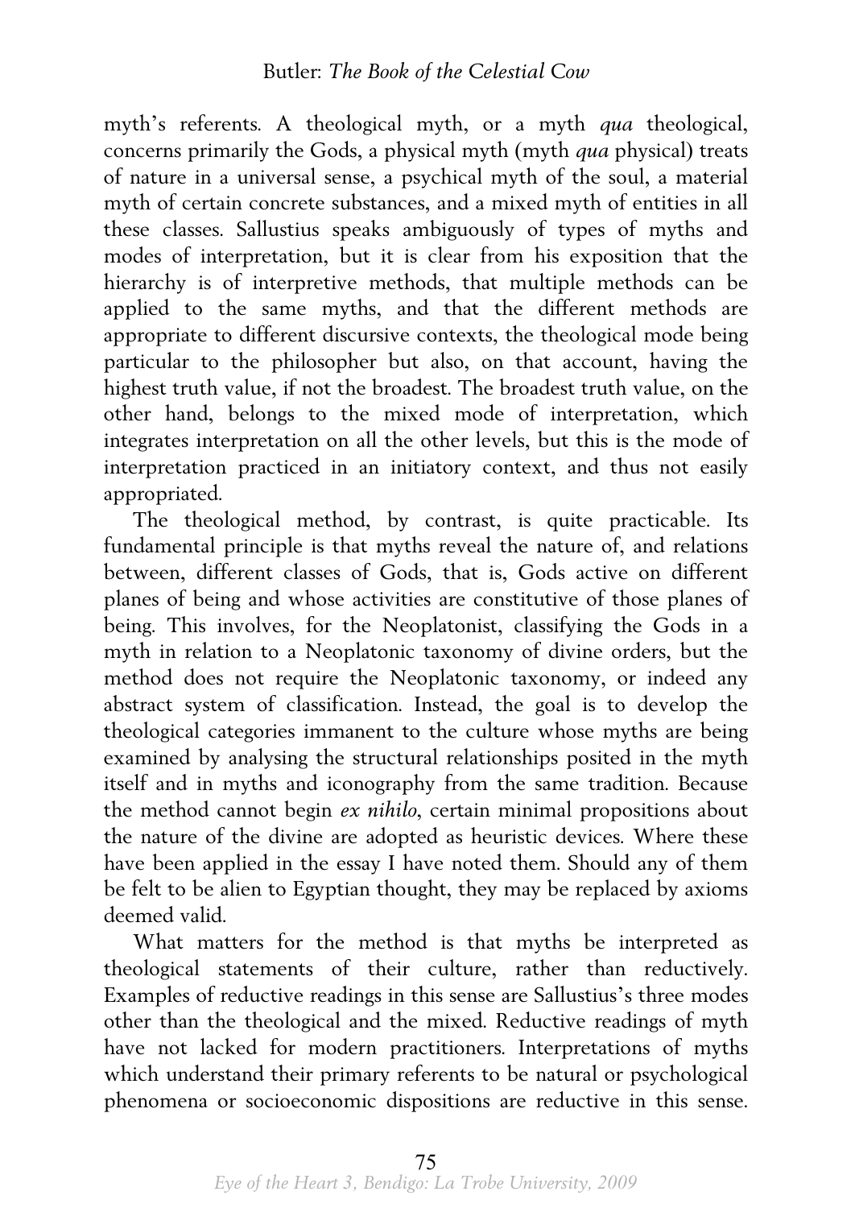myth's referents. A theological myth, or a myth *qua* theological, concerns primarily the Gods, a physical myth (myth *qua* physical) treats of nature in a universal sense, a psychical myth of the soul, a material myth of certain concrete substances, and a mixed myth of entities in all these classes. Sallustius speaks ambiguously of types of myths and modes of interpretation, but it is clear from his exposition that the hierarchy is of interpretive methods, that multiple methods can be applied to the same myths, and that the different methods are appropriate to different discursive contexts, the theological mode being particular to the philosopher but also, on that account, having the highest truth value, if not the broadest. The broadest truth value, on the other hand, belongs to the mixed mode of interpretation, which integrates interpretation on all the other levels, but this is the mode of interpretation practiced in an initiatory context, and thus not easily appropriated.

The theological method, by contrast, is quite practicable. Its fundamental principle is that myths reveal the nature of, and relations between, different classes of Gods, that is, Gods active on different planes of being and whose activities are constitutive of those planes of being. This involves, for the Neoplatonist, classifying the Gods in a myth in relation to a Neoplatonic taxonomy of divine orders, but the method does not require the Neoplatonic taxonomy, or indeed any abstract system of classification. Instead, the goal is to develop the theological categories immanent to the culture whose myths are being examined by analysing the structural relationships posited in the myth itself and in myths and iconography from the same tradition. Because the method cannot begin *ex nihilo*, certain minimal propositions about the nature of the divine are adopted as heuristic devices. Where these have been applied in the essay I have noted them. Should any of them be felt to be alien to Egyptian thought, they may be replaced by axioms deemed valid.

What matters for the method is that myths be interpreted as theological statements of their culture, rather than reductively. Examples of reductive readings in this sense are Sallustius's three modes other than the theological and the mixed. Reductive readings of myth have not lacked for modern practitioners. Interpretations of myths which understand their primary referents to be natural or psychological phenomena or socioeconomic dispositions are reductive in this sense.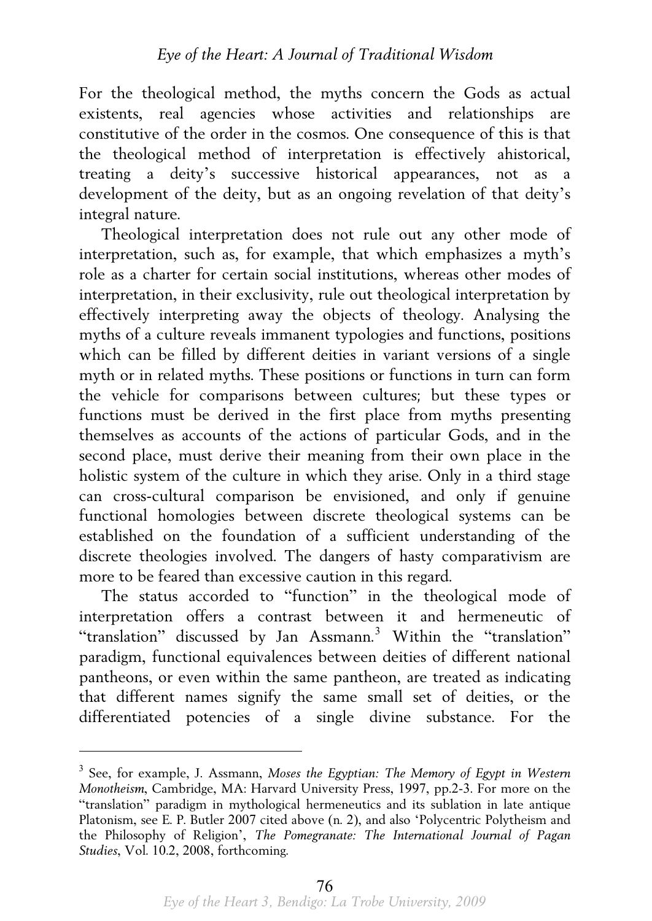For the theological method, the myths concern the Gods as actual existents, real agencies whose activities and relationships are constitutive of the order in the cosmos. One consequence of this is that the theological method of interpretation is effectively ahistorical, treating a deity's successive historical appearances, not as a development of the deity, but as an ongoing revelation of that deity's integral nature.

Theological interpretation does not rule out any other mode of interpretation, such as, for example, that which emphasizes a myth's role as a charter for certain social institutions, whereas other modes of interpretation, in their exclusivity, rule out theological interpretation by effectively interpreting away the objects of theology. Analysing the myths of a culture reveals immanent typologies and functions, positions which can be filled by different deities in variant versions of a single myth or in related myths. These positions or functions in turn can form the vehicle for comparisons between cultures; but these types or functions must be derived in the first place from myths presenting themselves as accounts of the actions of particular Gods, and in the second place, must derive their meaning from their own place in the holistic system of the culture in which they arise. Only in a third stage can cross-cultural comparison be envisioned, and only if genuine functional homologies between discrete theological systems can be established on the foundation of a sufficient understanding of the discrete theologies involved. The dangers of hasty comparativism are more to be feared than excessive caution in this regard.

The status accorded to "function" in the theological mode of interpretation offers a contrast between it and hermeneutic of "translation" discussed by Jan Assmann.[3] Within the "translation" paradigm, functional equivalences between deities of different national pantheons, or even within the same pantheon, are treated as indicating that different names signify the same small set of deities, or the differentiated potencies of a single divine substance. For the

---

[3] See, for example, J. Assmann, *Moses the Egyptian: The Memory of Egypt in Western Monotheism*, Cambridge, MA: Harvard University Press, 1997, pp.2-3. For more on the "translation" paradigm in mythological hermeneutics and its sublation in late antique Platonism, see E. P. Butler 2007 cited above (n. 2), and also 'Polycentric Polytheism and the Philosophy of Religion', *The Pomegranate: The International Journal of Pagan Studies*, Vol. 10.2, 2008, forthcoming.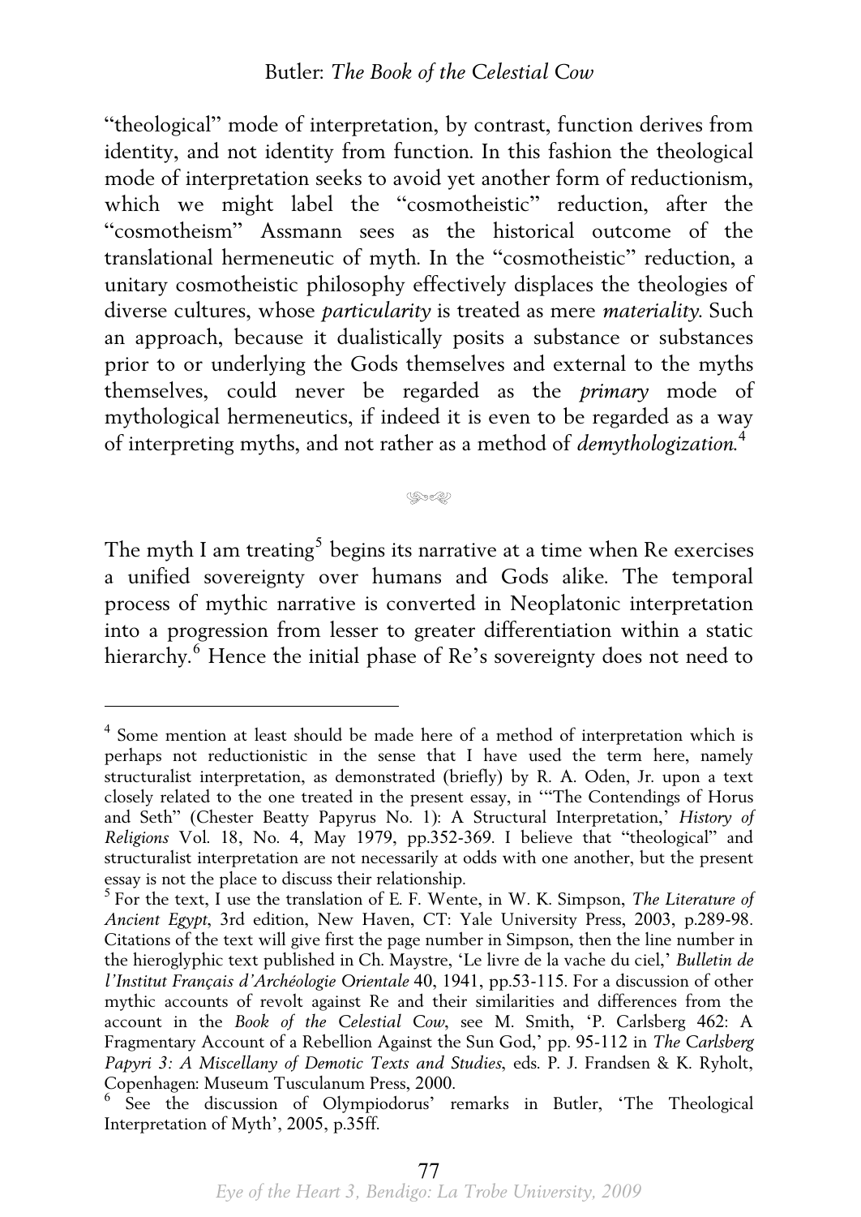"theological" mode of interpretation, by contrast, function derives from identity, and not identity from function. In this fashion the theological mode of interpretation seeks to avoid yet another form of reductionism, which we might label the "cosmotheistic" reduction, after the "cosmotheism" Assmann sees as the historical outcome of the translational hermeneutic of myth. In the "cosmotheistic" reduction, a unitary cosmotheistic philosophy effectively displaces the theologies of diverse cultures, whose *particularity* is treated as mere *materiality*. Such an approach, because it dualistically posits a substance or substances prior to or underlying the Gods themselves and external to the myths themselves, could never be regarded as the *primary* mode of mythological hermeneutics, if indeed it is even to be regarded as a way of interpreting myths, and not rather as a method of *demythologization*.[4]

The myth I am treating[5] begins its narrative at a time when Re exercises a unified sovereignty over humans and Gods alike. The temporal process of mythic narrative is converted in Neoplatonic interpretation into a progression from lesser to greater differentiation within a static hierarchy.[6] Hence the initial phase of Re's sovereignty does not need to

---

[4] Some mention at least should be made here of a method of interpretation which is perhaps not reductionistic in the sense that I have used the term here, namely structuralist interpretation, as demonstrated (briefly) by R. A. Oden, Jr. upon a text closely related to the one treated in the present essay, in '"The Contendings of Horus and Seth" (Chester Beatty Papyrus No. 1): A Structural Interpretation,' *History of Religions* Vol. 18, No. 4, May 1979, pp.352-369. I believe that "theological" and structuralist interpretation are not necessarily at odds with one another, but the present essay is not the place to discuss their relationship.

[5] For the text, I use the translation of E. F. Wente, in W. K. Simpson, *The Literature of Ancient Egypt*, 3rd edition, New Haven, CT: Yale University Press, 2003, p.289-98. Citations of the text will give first the page number in Simpson, then the line number in the hieroglyphic text published in Ch. Maystre, 'Le livre de la vache du ciel,' *Bulletin de l'Institut Français d'Archéologie Orientale* 40, 1941, pp.53-115. For a discussion of other mythic accounts of revolt against Re and their similarities and differences from the account in the *Book of the Celestial Cow*, see M. Smith, 'P. Carlsberg 462: A Fragmentary Account of a Rebellion Against the Sun God,' pp. 95-112 in *The Carlsberg Papyri 3: A Miscellany of Demotic Texts and Studies*, eds. P. J. Frandsen & K. Ryholt, Copenhagen: Museum Tusculanum Press, 2000.

[6] See the discussion of Olympiodorus' remarks in Butler, 'The Theological Interpretation of Myth', 2005, p.35ff.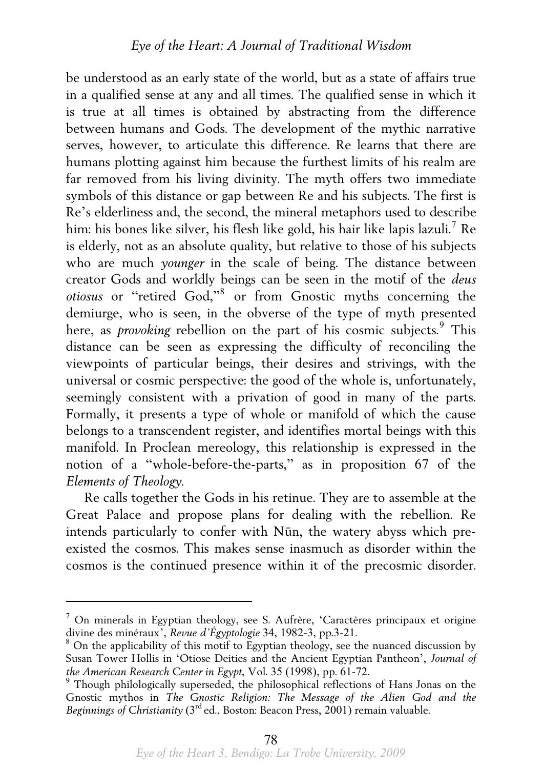be understood as an early state of the world, but as a state of affairs true in a qualified sense at any and all times. The qualified sense in which it is true at all times is obtained by abstracting from the difference between humans and Gods. The development of the mythic narrative serves, however, to articulate this difference. Re learns that there are humans plotting against him because the furthest limits of his realm are far removed from his living divinity. The myth offers two immediate symbols of this distance or gap between Re and his subjects. The first is Re's elderliness and, the second, the mineral metaphors used to describe him: his bones like silver, his flesh like gold, his hair like lapis lazuli.[7] Re is elderly, not as an absolute quality, but relative to those of his subjects who are much *younger* in the scale of being. The distance between creator Gods and worldly beings can be seen in the motif of the *deus otiosus* or "retired God,"[8] or from Gnostic myths concerning the demiurge, who is seen, in the obverse of the type of myth presented here, as *provoking* rebellion on the part of his cosmic subjects.[9] This distance can be seen as expressing the difficulty of reconciling the viewpoints of particular beings, their desires and strivings, with the universal or cosmic perspective: the good of the whole is, unfortunately, seemingly consistent with a privation of good in many of the parts. Formally, it presents a type of whole or manifold of which the cause belongs to a transcendent register, and identifies mortal beings with this manifold. In Proclean mereology, this relationship is expressed in the notion of a "whole-before-the-parts," as in proposition 67 of the *Elements of Theology*.

Re calls together the Gods in his retinue. They are to assemble at the Great Palace and propose plans for dealing with the rebellion. Re intends particularly to confer with Nūn, the watery abyss which pre-existed the cosmos. This makes sense inasmuch as disorder within the cosmos is the continued presence within it of the precosmic disorder.

---

[7] On minerals in Egyptian theology, see S. Aufrère, 'Caractères principaux et origine divine des minéraux', *Revue d'Égyptologie* 34, 1982-3, pp.3-21.

[8] On the applicability of this motif to Egyptian theology, see the nuanced discussion by Susan Tower Hollis in 'Otiose Deities and the Ancient Egyptian Pantheon', *Journal of the American Research Center in Egypt*, Vol. 35 (1998), pp. 61-72.

[9] Though philologically superseded, the philosophical reflections of Hans Jonas on the Gnostic mythos in *The Gnostic Religion: The Message of the Alien God and the Beginnings of Christianity* (3rd ed., Boston: Beacon Press, 2001) remain valuable.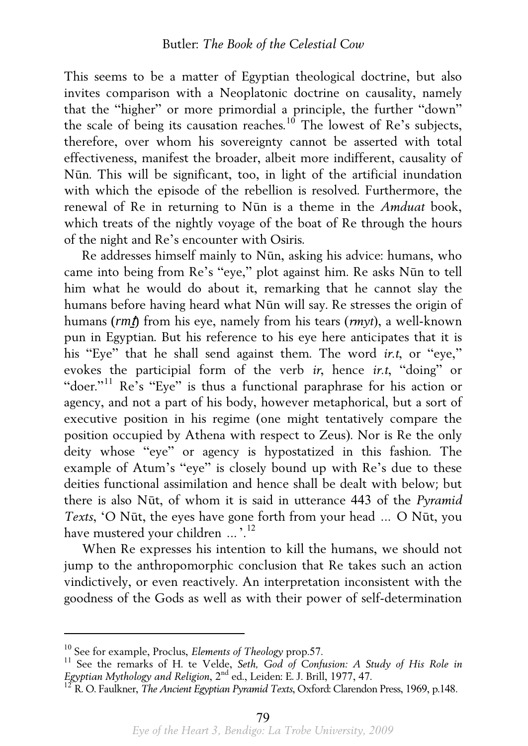This seems to be a matter of Egyptian theological doctrine, but also invites comparison with a Neoplatonic doctrine on causality, namely that the "higher" or more primordial a principle, the further "down" the scale of being its causation reaches.[10] The lowest of Re's subjects, therefore, over whom his sovereignty cannot be asserted with total effectiveness, manifest the broader, albeit more indifferent, causality of Nūn. This will be significant, too, in light of the artificial inundation with which the episode of the rebellion is resolved. Furthermore, the renewal of Re in returning to Nūn is a theme in the *Amduat* book, which treats of the nightly voyage of the boat of Re through the hours of the night and Re's encounter with Osiris.

Re addresses himself mainly to Nūn, asking his advice: humans, who came into being from Re's "eye," plot against him. Re asks Nūn to tell him what he would do about it, remarking that he cannot slay the humans before having heard what Nūn will say. Re stresses the origin of humans (*rmṯ*) from his eye, namely from his tears (*rmyt*), a well-known pun in Egyptian. But his reference to his eye here anticipates that it is his "Eye" that he shall send against them. The word *ir.t*, or "eye," evokes the participial form of the verb *ir*, hence *ir.t*, "doing" or "doer."[11] Re's "Eye" is thus a functional paraphrase for his action or agency, and not a part of his body, however metaphorical, but a sort of executive position in his regime (one might tentatively compare the position occupied by Athena with respect to Zeus). Nor is Re the only deity whose "eye" or agency is hypostatized in this fashion. The example of Atum's "eye" is closely bound up with Re's due to these deities functional assimilation and hence shall be dealt with below; but there is also Nūt, of whom it is said in utterance 443 of the *Pyramid Texts*, 'O Nūt, the eyes have gone forth from your head … O Nūt, you have mustered your children …'.[12]

When Re expresses his intention to kill the humans, we should not jump to the anthropomorphic conclusion that Re takes such an action vindictively, or even reactively. An interpretation inconsistent with the goodness of the Gods as well as with their power of self-determination

---

[10] See for example, Proclus, *Elements of Theology* prop.57.

[11] See the remarks of H. te Velde, *Seth, God of Confusion: A Study of His Role in Egyptian Mythology and Religion*, 2nd ed., Leiden: E. J. Brill, 1977, 47.

[12] R. O. Faulkner, *The Ancient Egyptian Pyramid Texts*, Oxford: Clarendon Press, 1969, p.148.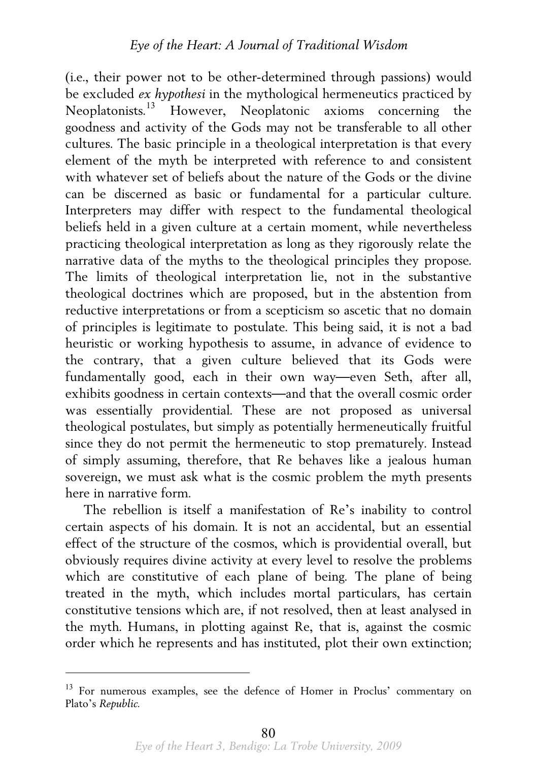(i.e., their power not to be other-determined through passions) would be excluded *ex hypothesi* in the mythological hermeneutics practiced by Neoplatonists.[13] However, Neoplatonic axioms concerning the goodness and activity of the Gods may not be transferable to all other cultures. The basic principle in a theological interpretation is that every element of the myth be interpreted with reference to and consistent with whatever set of beliefs about the nature of the Gods or the divine can be discerned as basic or fundamental for a particular culture. Interpreters may differ with respect to the fundamental theological beliefs held in a given culture at a certain moment, while nevertheless practicing theological interpretation as long as they rigorously relate the narrative data of the myths to the theological principles they propose. The limits of theological interpretation lie, not in the substantive theological doctrines which are proposed, but in the abstention from reductive interpretations or from a scepticism so ascetic that no domain of principles is legitimate to postulate. This being said, it is not a bad heuristic or working hypothesis to assume, in advance of evidence to the contrary, that a given culture believed that its Gods were fundamentally good, each in their own way—even Seth, after all, exhibits goodness in certain contexts—and that the overall cosmic order was essentially providential. These are not proposed as universal theological postulates, but simply as potentially hermeneutically fruitful since they do not permit the hermeneutic to stop prematurely. Instead of simply assuming, therefore, that Re behaves like a jealous human sovereign, we must ask what is the cosmic problem the myth presents here in narrative form.

The rebellion is itself a manifestation of Re's inability to control certain aspects of his domain. It is not an accidental, but an essential effect of the structure of the cosmos, which is providential overall, but obviously requires divine activity at every level to resolve the problems which are constitutive of each plane of being. The plane of being treated in the myth, which includes mortal particulars, has certain constitutive tensions which are, if not resolved, then at least analysed in the myth. Humans, in plotting against Re, that is, against the cosmic order which he represents and has instituted, plot their own extinction;

---

[13] For numerous examples, see the defence of Homer in Proclus' commentary on Plato's *Republic*.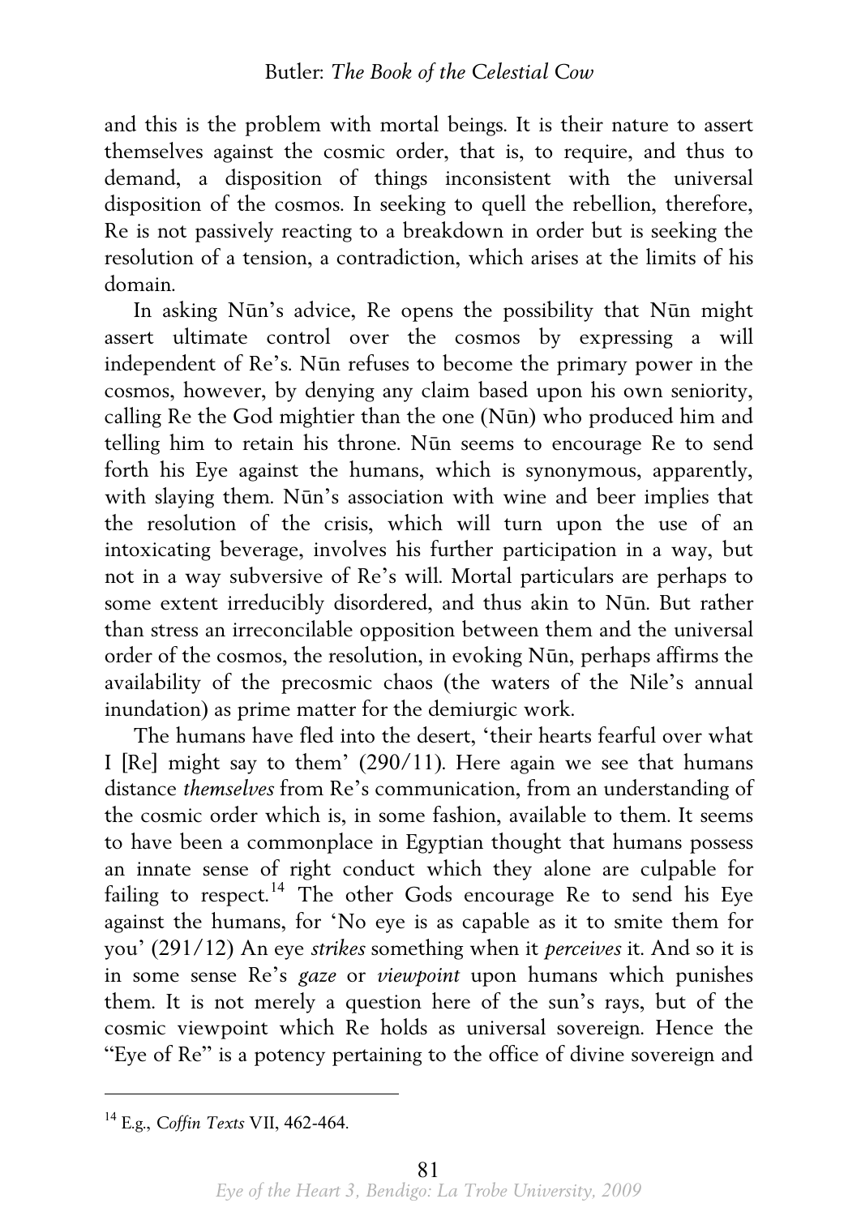and this is the problem with mortal beings. It is their nature to assert themselves against the cosmic order, that is, to require, and thus to demand, a disposition of things inconsistent with the universal disposition of the cosmos. In seeking to quell the rebellion, therefore, Re is not passively reacting to a breakdown in order but is seeking the resolution of a tension, a contradiction, which arises at the limits of his domain.

In asking Nūn's advice, Re opens the possibility that Nūn might assert ultimate control over the cosmos by expressing a will independent of Re's. Nūn refuses to become the primary power in the cosmos, however, by denying any claim based upon his own seniority, calling Re the God mightier than the one (Nūn) who produced him and telling him to retain his throne. Nūn seems to encourage Re to send forth his Eye against the humans, which is synonymous, apparently, with slaying them. Nūn's association with wine and beer implies that the resolution of the crisis, which will turn upon the use of an intoxicating beverage, involves his further participation in a way, but not in a way subversive of Re's will. Mortal particulars are perhaps to some extent irreducibly disordered, and thus akin to Nūn. But rather than stress an irreconcilable opposition between them and the universal order of the cosmos, the resolution, in evoking Nūn, perhaps affirms the availability of the precosmic chaos (the waters of the Nile's annual inundation) as prime matter for the demiurgic work.

The humans have fled into the desert, 'their hearts fearful over what I [Re] might say to them' (290/11). Here again we see that humans distance *themselves* from Re's communication, from an understanding of the cosmic order which is, in some fashion, available to them. It seems to have been a commonplace in Egyptian thought that humans possess an innate sense of right conduct which they alone are culpable for failing to respect.[14] The other Gods encourage Re to send his Eye against the humans, for 'No eye is as capable as it to smite them for you' (291/12) An eye *strikes* something when it *perceives* it. And so it is in some sense Re's *gaze* or *viewpoint* upon humans which punishes them. It is not merely a question here of the sun's rays, but of the cosmic viewpoint which Re holds as universal sovereign. Hence the "Eye of Re" is a potency pertaining to the office of divine sovereign and

---

[14] E.g., *Coffin Texts* VII, 462-464.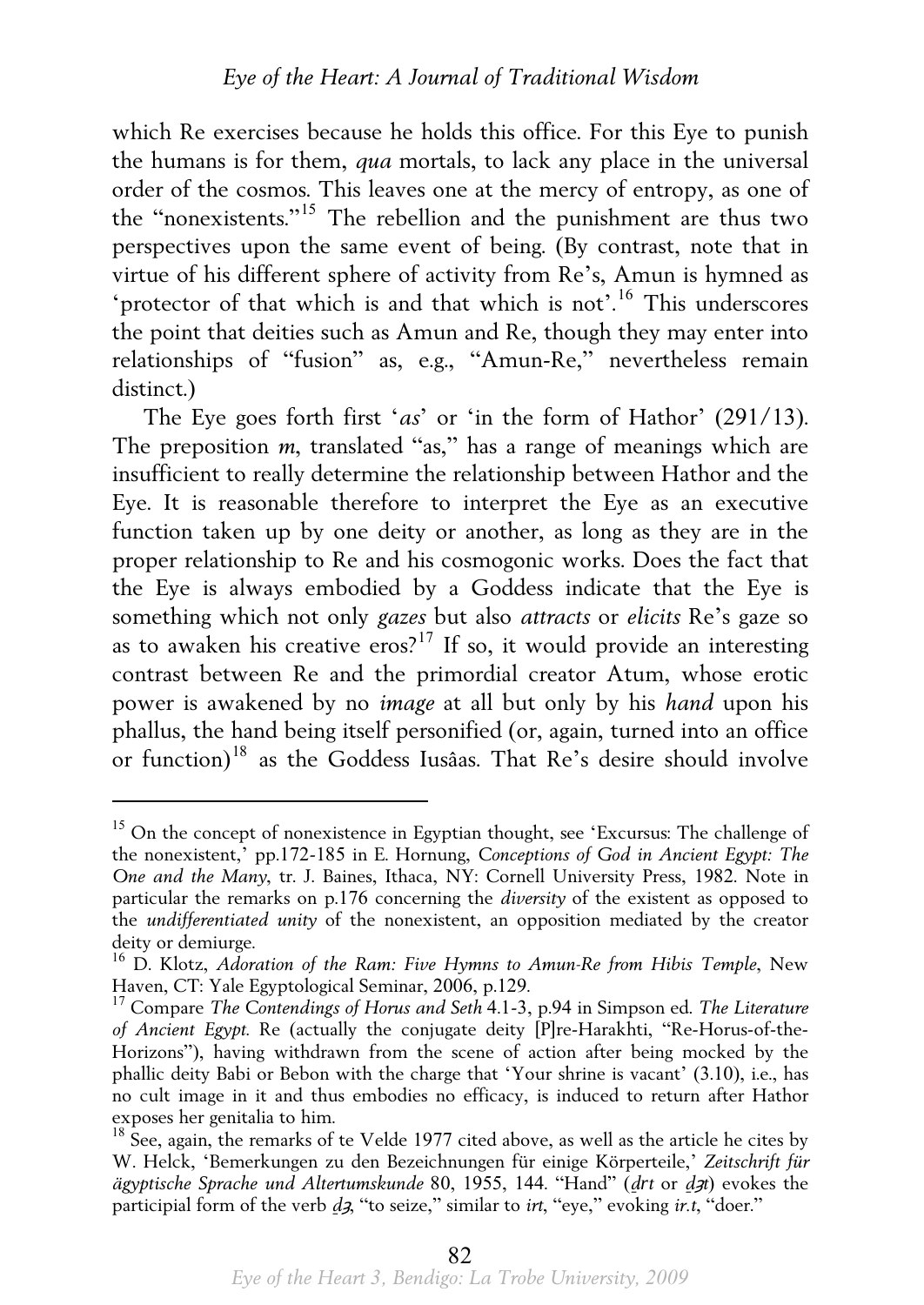which Re exercises because he holds this office. For this Eye to punish the humans is for them, *qua* mortals, to lack any place in the universal order of the cosmos. This leaves one at the mercy of entropy, as one of the "nonexistents."[15] The rebellion and the punishment are thus two perspectives upon the same event of being. (By contrast, note that in virtue of his different sphere of activity from Re's, Amun is hymned as 'protector of that which is and that which is not'.[16] This underscores the point that deities such as Amun and Re, though they may enter into relationships of "fusion" as, e.g., "Amun-Re," nevertheless remain distinct.)

The Eye goes forth first '*as*' or 'in the form of Hathor' (291/13). The preposition *m*, translated "as," has a range of meanings which are insufficient to really determine the relationship between Hathor and the Eye. It is reasonable therefore to interpret the Eye as an executive function taken up by one deity or another, as long as they are in the proper relationship to Re and his cosmogonic works. Does the fact that the Eye is always embodied by a Goddess indicate that the Eye is something which not only *gazes* but also *attracts* or *elicits* Re's gaze so as to awaken his creative eros?[17] If so, it would provide an interesting contrast between Re and the primordial creator Atum, whose erotic power is awakened by no *image* at all but only by his *hand* upon his phallus, the hand being itself personified (or, again, turned into an office or function)[18] as the Goddess Iusâas. That Re's desire should involve

---

[15] On the concept of nonexistence in Egyptian thought, see 'Excursus: The challenge of the nonexistent,' pp.172-185 in E. Hornung, *Conceptions of God in Ancient Egypt: The One and the Many*, tr. J. Baines, Ithaca, NY: Cornell University Press, 1982. Note in particular the remarks on p.176 concerning the *diversity* of the existent as opposed to the *undifferentiated unity* of the nonexistent, an opposition mediated by the creator deity or demiurge.

[16] D. Klotz, *Adoration of the Ram: Five Hymns to Amun-Re from Hibis Temple*, New Haven, CT: Yale Egyptological Seminar, 2006, p.129.

[17] Compare *The Contendings of Horus and Seth* 4.1-3, p.94 in Simpson ed. *The Literature of Ancient Egypt*. Re (actually the conjugate deity [P]re-Harakhti, "Re-Horus-of-the-Horizons"), having withdrawn from the scene of action after being mocked by the phallic deity Babi or Bebon with the charge that 'Your shrine is vacant' (3.10), i.e., has no cult image in it and thus embodies no efficacy, is induced to return after Hathor exposes her genitalia to him.

[18] See, again, the remarks of te Velde 1977 cited above, as well as the article he cites by W. Helck, 'Bemerkungen zu den Bezeichnungen für einige Körperteile,' *Zeitschrift für ägyptische Sprache und Altertumskunde* 80, 1955, 144. "Hand" (*ḏrt* or *ḏꜣt*) evokes the participial form of the verb *ḏꜣ*, "to seize," similar to *irt*, "eye," evoking *ir.t*, "doer."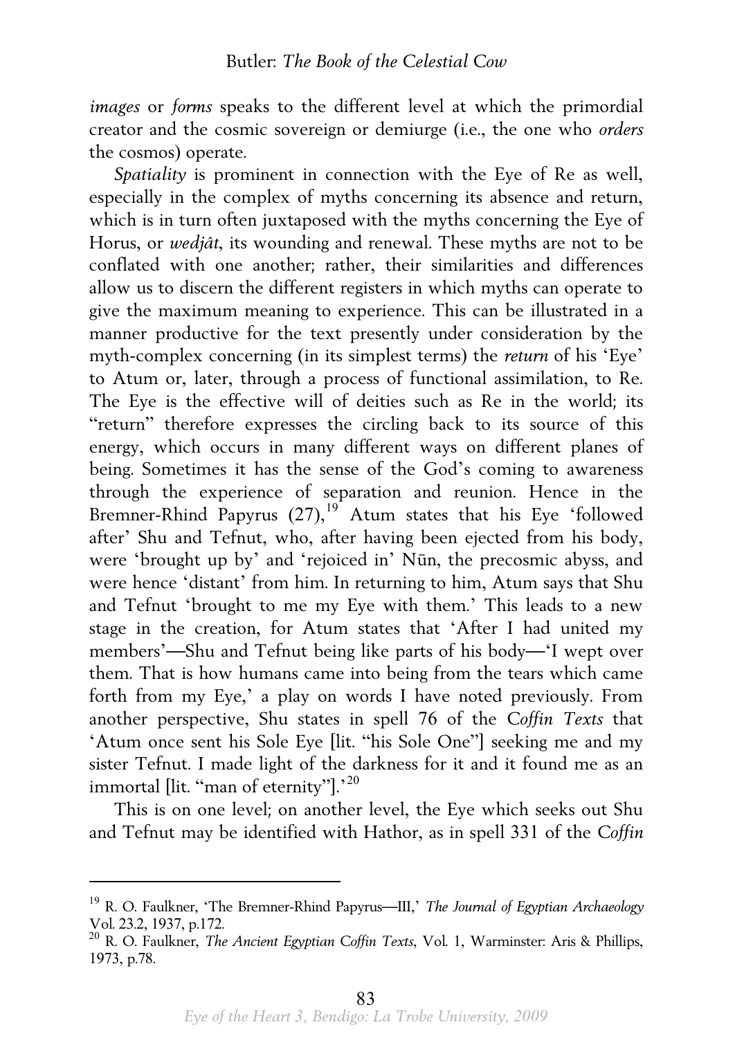*images* or *forms* speaks to the different level at which the primordial creator and the cosmic sovereign or demiurge (i.e., the one who *orders* the cosmos) operate.

*Spatiality* is prominent in connection with the Eye of Re as well, especially in the complex of myths concerning its absence and return, which is in turn often juxtaposed with the myths concerning the Eye of Horus, or *wedjât*, its wounding and renewal. These myths are not to be conflated with one another; rather, their similarities and differences allow us to discern the different registers in which myths can operate to give the maximum meaning to experience. This can be illustrated in a manner productive for the text presently under consideration by the myth-complex concerning (in its simplest terms) the *return* of his 'Eye' to Atum or, later, through a process of functional assimilation, to Re. The Eye is the effective will of deities such as Re in the world; its "return" therefore expresses the circling back to its source of this energy, which occurs in many different ways on different planes of being. Sometimes it has the sense of the God's coming to awareness through the experience of separation and reunion. Hence in the Bremner-Rhind Papyrus (27),[19] Atum states that his Eye 'followed after' Shu and Tefnut, who, after having been ejected from his body, were 'brought up by' and 'rejoiced in' Nūn, the precosmic abyss, and were hence 'distant' from him. In returning to him, Atum says that Shu and Tefnut 'brought to me my Eye with them.' This leads to a new stage in the creation, for Atum states that 'After I had united my members'—Shu and Tefnut being like parts of his body—'I wept over them. That is how humans came into being from the tears which came forth from my Eye,' a play on words I have noted previously. From another perspective, Shu states in spell 76 of the *Coffin Texts* that 'Atum once sent his Sole Eye [lit. "his Sole One"] seeking me and my sister Tefnut. I made light of the darkness for it and it found me as an immortal [lit. "man of eternity"].'[20]

This is on one level; on another level, the Eye which seeks out Shu and Tefnut may be identified with Hathor, as in spell 331 of the *Coffin*

---

[19] R. O. Faulkner, 'The Bremner-Rhind Papyrus—III,' *The Journal of Egyptian Archaeology* Vol. 23.2, 1937, p.172.

[20] R. O. Faulkner, *The Ancient Egyptian Coffin Texts*, Vol. 1, Warminster: Aris & Phillips, 1973, p.78.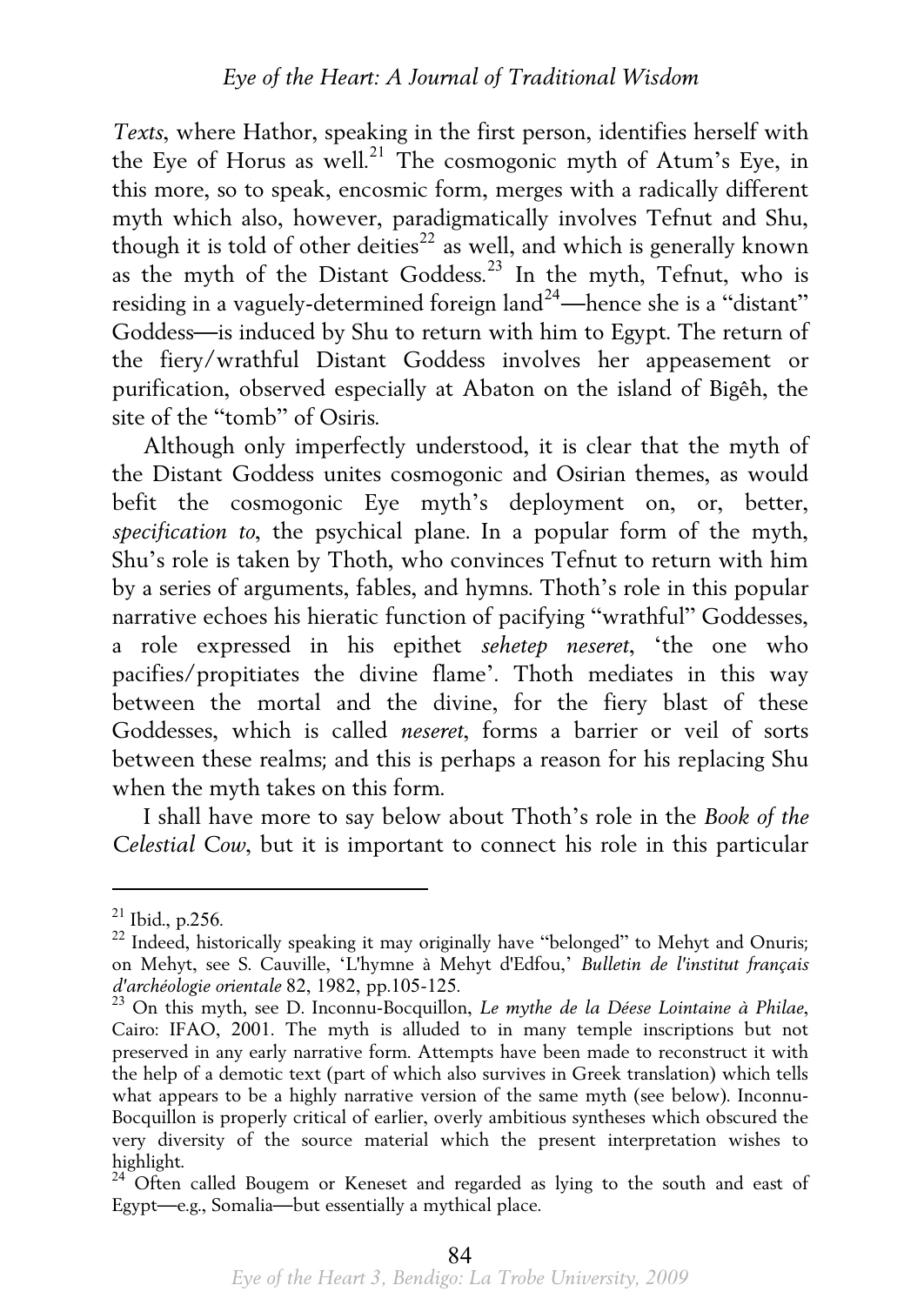*Texts*, where Hathor, speaking in the first person, identifies herself with the Eye of Horus as well.[21] The cosmogonic myth of Atum's Eye, in this more, so to speak, encosmic form, merges with a radically different myth which also, however, paradigmatically involves Tefnut and Shu, though it is told of other deities[22] as well, and which is generally known as the myth of the Distant Goddess.[23] In the myth, Tefnut, who is residing in a vaguely-determined foreign land[24]—hence she is a "distant" Goddess—is induced by Shu to return with him to Egypt. The return of the fiery/wrathful Distant Goddess involves her appeasement or purification, observed especially at Abaton on the island of Bigêh, the site of the "tomb" of Osiris.

Although only imperfectly understood, it is clear that the myth of the Distant Goddess unites cosmogonic and Osirian themes, as would befit the cosmogonic Eye myth's deployment on, or, better, *specification to*, the psychical plane. In a popular form of the myth, Shu's role is taken by Thoth, who convinces Tefnut to return with him by a series of arguments, fables, and hymns. Thoth's role in this popular narrative echoes his hieratic function of pacifying "wrathful" Goddesses, a role expressed in his epithet *sehetep neseret*, 'the one who pacifies/propitiates the divine flame'. Thoth mediates in this way between the mortal and the divine, for the fiery blast of these Goddesses, which is called *neseret*, forms a barrier or veil of sorts between these realms; and this is perhaps a reason for his replacing Shu when the myth takes on this form.

I shall have more to say below about Thoth's role in the *Book of the Celestial Cow*, but it is important to connect his role in this particular

---

[21] Ibid., p.256.

[22] Indeed, historically speaking it may originally have "belonged" to Mehyt and Onuris; on Mehyt, see S. Cauville, 'L'hymne à Mehyt d'Edfou,' *Bulletin de l'institut français d'archéologie orientale* 82, 1982, pp.105-125.

[23] On this myth, see D. Inconnu-Bocquillon, *Le mythe de la Déese Lointaine à Philae*, Cairo: IFAO, 2001. The myth is alluded to in many temple inscriptions but not preserved in any early narrative form. Attempts have been made to reconstruct it with the help of a demotic text (part of which also survives in Greek translation) which tells what appears to be a highly narrative version of the same myth (see below). Inconnu-Bocquillon is properly critical of earlier, overly ambitious syntheses which obscured the very diversity of the source material which the present interpretation wishes to highlight.

[24] Often called Bougem or Keneset and regarded as lying to the south and east of Egypt—e.g., Somalia—but essentially a mythical place.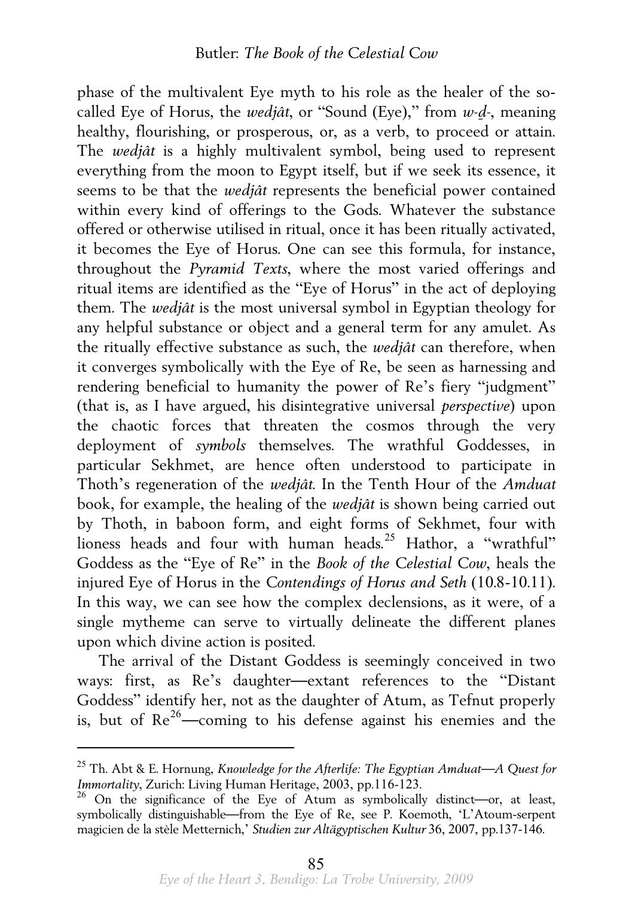phase of the multivalent Eye myth to his role as the healer of the so-called Eye of Horus, the *wedjât*, or "Sound (Eye)," from *w-ḏ-*, meaning healthy, flourishing, or prosperous, or, as a verb, to proceed or attain. The *wedjât* is a highly multivalent symbol, being used to represent everything from the moon to Egypt itself, but if we seek its essence, it seems to be that the *wedjât* represents the beneficial power contained within every kind of offerings to the Gods. Whatever the substance offered or otherwise utilised in ritual, once it has been ritually activated, it becomes the Eye of Horus. One can see this formula, for instance, throughout the *Pyramid Texts*, where the most varied offerings and ritual items are identified as the "Eye of Horus" in the act of deploying them. The *wedjât* is the most universal symbol in Egyptian theology for any helpful substance or object and a general term for any amulet. As the ritually effective substance as such, the *wedjât* can therefore, when it converges symbolically with the Eye of Re, be seen as harnessing and rendering beneficial to humanity the power of Re's fiery "judgment" (that is, as I have argued, his disintegrative universal *perspective*) upon the chaotic forces that threaten the cosmos through the very deployment of *symbols* themselves. The wrathful Goddesses, in particular Sekhmet, are hence often understood to participate in Thoth's regeneration of the *wedjât.* In the Tenth Hour of the *Amduat* book, for example, the healing of the *wedjât* is shown being carried out by Thoth, in baboon form, and eight forms of Sekhmet, four with lioness heads and four with human heads.[25] Hathor, a "wrathful" Goddess as the "Eye of Re" in the *Book of the Celestial Cow*, heals the injured Eye of Horus in the *Contendings of Horus and Seth* (10.8-10.11). In this way, we can see how the complex declensions, as it were, of a single mytheme can serve to virtually delineate the different planes upon which divine action is posited.

The arrival of the Distant Goddess is seemingly conceived in two ways: first, as Re's daughter—extant references to the "Distant Goddess" identify her, not as the daughter of Atum, as Tefnut properly is, but of Re[26]—coming to his defense against his enemies and the

---

[25] Th. Abt & E. Hornung, *Knowledge for the Afterlife: The Egyptian Amduat—A Quest for Immortality*, Zurich: Living Human Heritage, 2003, pp.116-123.

[26] On the significance of the Eye of Atum as symbolically distinct—or, at least, symbolically distinguishable—from the Eye of Re, see P. Koemoth, 'L'Atoum-serpent magicien de la stèle Metternich,' *Studien zur Altägyptischen Kultur* 36, 2007, pp.137-146.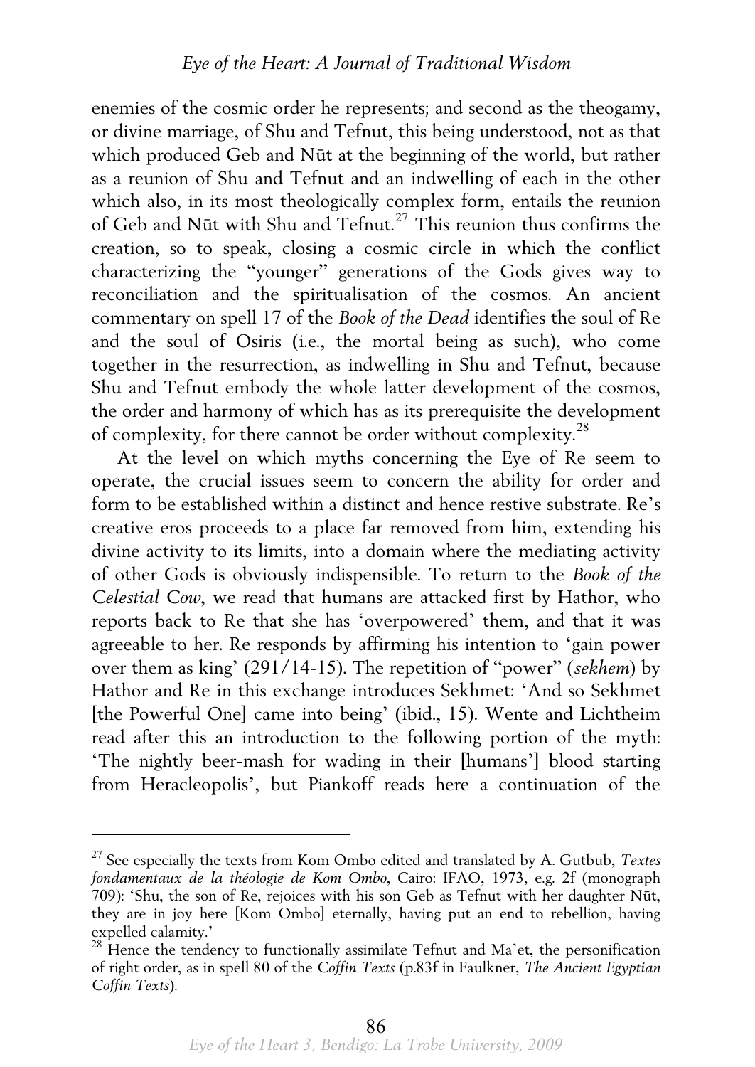enemies of the cosmic order he represents; and second as the theogamy, or divine marriage, of Shu and Tefnut, this being understood, not as that which produced Geb and Nūt at the beginning of the world, but rather as a reunion of Shu and Tefnut and an indwelling of each in the other which also, in its most theologically complex form, entails the reunion of Geb and Nūt with Shu and Tefnut.[27] This reunion thus confirms the creation, so to speak, closing a cosmic circle in which the conflict characterizing the "younger" generations of the Gods gives way to reconciliation and the spiritualisation of the cosmos. An ancient commentary on spell 17 of the *Book of the Dead* identifies the soul of Re and the soul of Osiris (i.e., the mortal being as such), who come together in the resurrection, as indwelling in Shu and Tefnut, because Shu and Tefnut embody the whole latter development of the cosmos, the order and harmony of which has as its prerequisite the development of complexity, for there cannot be order without complexity.[28]

At the level on which myths concerning the Eye of Re seem to operate, the crucial issues seem to concern the ability for order and form to be established within a distinct and hence restive substrate. Re's creative eros proceeds to a place far removed from him, extending his divine activity to its limits, into a domain where the mediating activity of other Gods is obviously indispensible. To return to the *Book of the Celestial Cow*, we read that humans are attacked first by Hathor, who reports back to Re that she has 'overpowered' them, and that it was agreeable to her. Re responds by affirming his intention to 'gain power over them as king' (291/14-15). The repetition of "power" (*sekhem*) by Hathor and Re in this exchange introduces Sekhmet: 'And so Sekhmet [the Powerful One] came into being' (ibid., 15). Wente and Lichtheim read after this an introduction to the following portion of the myth: 'The nightly beer-mash for wading in their [humans'] blood starting from Heracleopolis', but Piankoff reads here a continuation of the

---

[27] See especially the texts from Kom Ombo edited and translated by A. Gutbub, *Textes fondamentaux de la théologie de Kom Ombo*, Cairo: IFAO, 1973, e.g. 2f (monograph 709): 'Shu, the son of Re, rejoices with his son Geb as Tefnut with her daughter Nūt, they are in joy here [Kom Ombo] eternally, having put an end to rebellion, having expelled calamity.'

[28] Hence the tendency to functionally assimilate Tefnut and Ma'et, the personification of right order, as in spell 80 of the *Coffin Texts* (p.83f in Faulkner, *The Ancient Egyptian Coffin Texts*).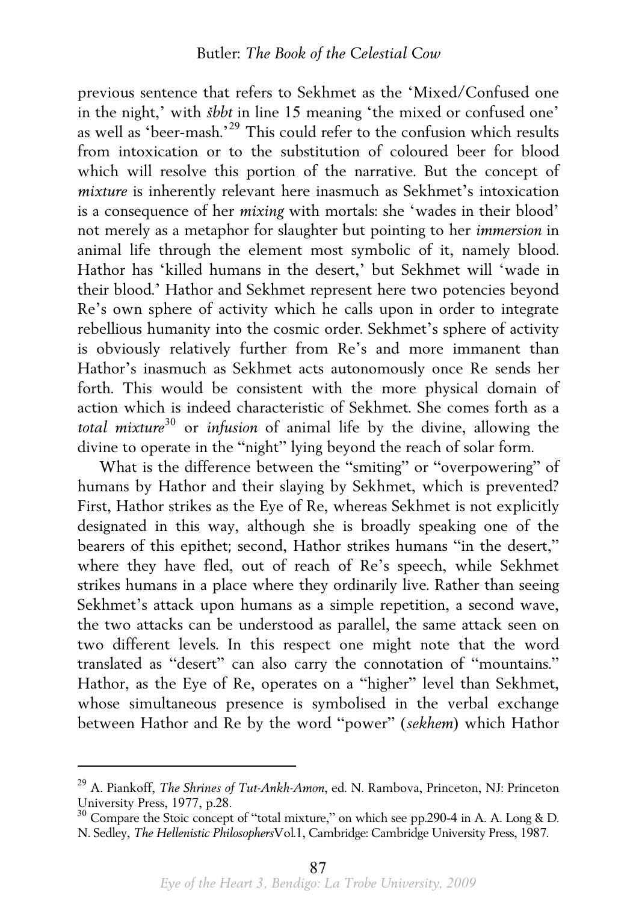previous sentence that refers to Sekhmet as the 'Mixed/Confused one in the night,' with *šbbt* in line 15 meaning 'the mixed or confused one' as well as 'beer-mash.'[29] This could refer to the confusion which results from intoxication or to the substitution of coloured beer for blood which will resolve this portion of the narrative. But the concept of *mixture* is inherently relevant here inasmuch as Sekhmet's intoxication is a consequence of her *mixing* with mortals: she 'wades in their blood' not merely as a metaphor for slaughter but pointing to her *immersion* in animal life through the element most symbolic of it, namely blood. Hathor has 'killed humans in the desert,' but Sekhmet will 'wade in their blood.' Hathor and Sekhmet represent here two potencies beyond Re's own sphere of activity which he calls upon in order to integrate rebellious humanity into the cosmic order. Sekhmet's sphere of activity is obviously relatively further from Re's and more immanent than Hathor's inasmuch as Sekhmet acts autonomously once Re sends her forth. This would be consistent with the more physical domain of action which is indeed characteristic of Sekhmet. She comes forth as a *total mixture*[30] or *infusion* of animal life by the divine, allowing the divine to operate in the "night" lying beyond the reach of solar form.

What is the difference between the "smiting" or "overpowering" of humans by Hathor and their slaying by Sekhmet, which is prevented? First, Hathor strikes as the Eye of Re, whereas Sekhmet is not explicitly designated in this way, although she is broadly speaking one of the bearers of this epithet; second, Hathor strikes humans "in the desert," where they have fled, out of reach of Re's speech, while Sekhmet strikes humans in a place where they ordinarily live. Rather than seeing Sekhmet's attack upon humans as a simple repetition, a second wave, the two attacks can be understood as parallel, the same attack seen on two different levels. In this respect one might note that the word translated as "desert" can also carry the connotation of "mountains." Hathor, as the Eye of Re, operates on a "higher" level than Sekhmet, whose simultaneous presence is symbolised in the verbal exchange between Hathor and Re by the word "power" (*sekhem*) which Hathor

---

[29] A. Piankoff, *The Shrines of Tut-Ankh-Amon*, ed. N. Rambova, Princeton, NJ: Princeton University Press, 1977, p.28.

[30] Compare the Stoic concept of "total mixture," on which see pp.290-4 in A. A. Long & D. N. Sedley, *The Hellenistic Philosophers* Vol.1, Cambridge: Cambridge University Press, 1987.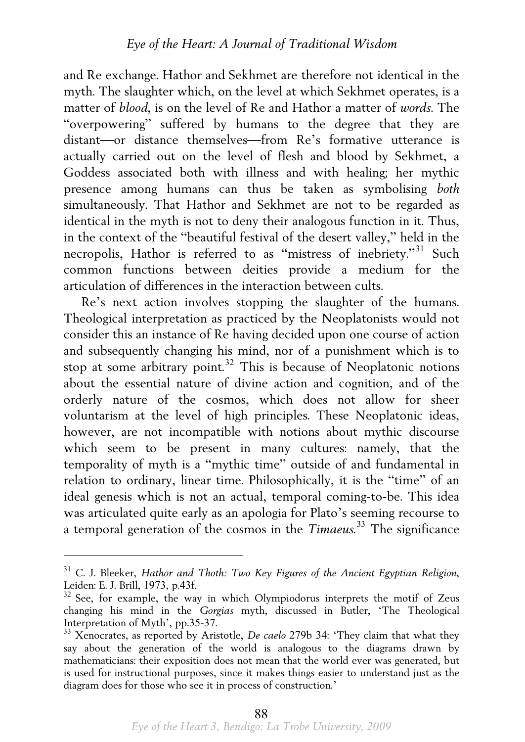and Re exchange. Hathor and Sekhmet are therefore not identical in the myth. The slaughter which, on the level at which Sekhmet operates, is a matter of *blood*, is on the level of Re and Hathor a matter of *words*. The "overpowering" suffered by humans to the degree that they are distant—or distance themselves—from Re's formative utterance is actually carried out on the level of flesh and blood by Sekhmet, a Goddess associated both with illness and with healing; her mythic presence among humans can thus be taken as symbolising *both* simultaneously. That Hathor and Sekhmet are not to be regarded as identical in the myth is not to deny their analogous function in it. Thus, in the context of the "beautiful festival of the desert valley," held in the necropolis, Hathor is referred to as "mistress of inebriety."[31] Such common functions between deities provide a medium for the articulation of differences in the interaction between cults.

Re's next action involves stopping the slaughter of the humans. Theological interpretation as practiced by the Neoplatonists would not consider this an instance of Re having decided upon one course of action and subsequently changing his mind, nor of a punishment which is to stop at some arbitrary point.[32] This is because of Neoplatonic notions about the essential nature of divine action and cognition, and of the orderly nature of the cosmos, which does not allow for sheer voluntarism at the level of high principles. These Neoplatonic ideas, however, are not incompatible with notions about mythic discourse which seem to be present in many cultures: namely, that the temporality of myth is a "mythic time" outside of and fundamental in relation to ordinary, linear time. Philosophically, it is the "time" of an ideal genesis which is not an actual, temporal coming-to-be. This idea was articulated quite early as an apologia for Plato's seeming recourse to a temporal generation of the cosmos in the *Timaeus*.[33] The significance

---

[31] C. J. Bleeker, *Hathor and Thoth: Two Key Figures of the Ancient Egyptian Religion*, Leiden: E. J. Brill, 1973, p.43f.

[32] See, for example, the way in which Olympiodorus interprets the motif of Zeus changing his mind in the *Gorgias* myth, discussed in Butler, 'The Theological Interpretation of Myth', pp.35-37.

[33] Xenocrates, as reported by Aristotle, *De caelo* 279b 34: 'They claim that what they say about the generation of the world is analogous to the diagrams drawn by mathematicians: their exposition does not mean that the world ever was generated, but is used for instructional purposes, since it makes things easier to understand just as the diagram does for those who see it in process of construction.'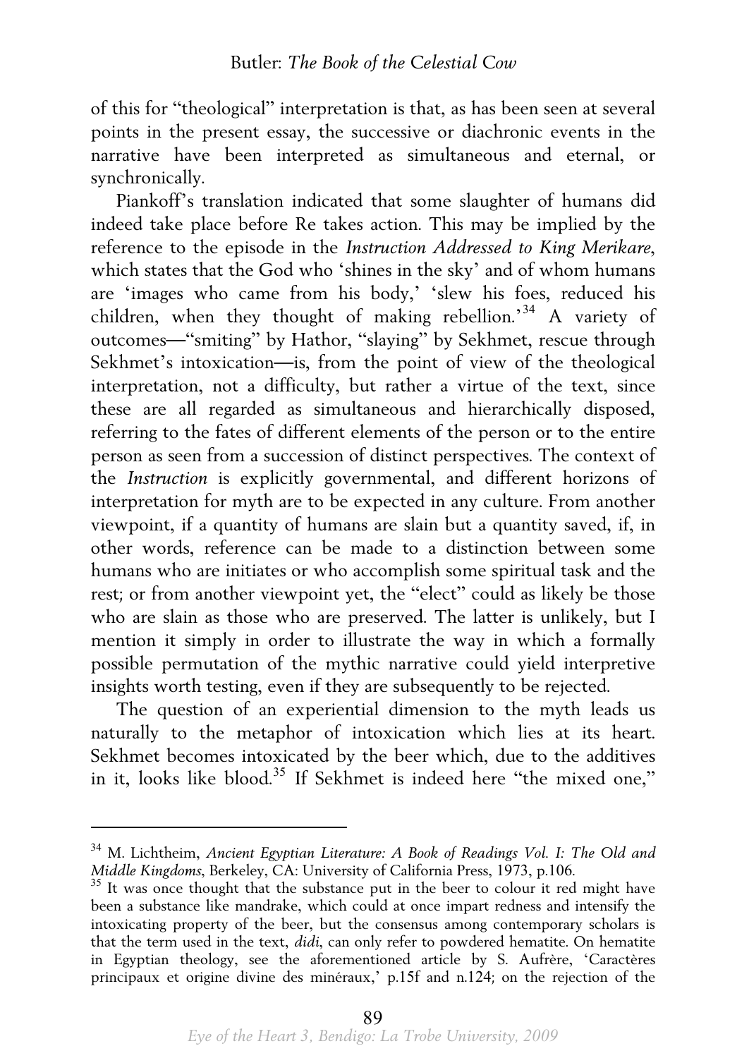of this for "theological" interpretation is that, as has been seen at several points in the present essay, the successive or diachronic events in the narrative have been interpreted as simultaneous and eternal, or synchronically.

Piankoff's translation indicated that some slaughter of humans did indeed take place before Re takes action. This may be implied by the reference to the episode in the *Instruction Addressed to King Merikare*, which states that the God who 'shines in the sky' and of whom humans are 'images who came from his body,' 'slew his foes, reduced his children, when they thought of making rebellion.'[34] A variety of outcomes—"smiting" by Hathor, "slaying" by Sekhmet, rescue through Sekhmet's intoxication—is, from the point of view of the theological interpretation, not a difficulty, but rather a virtue of the text, since these are all regarded as simultaneous and hierarchically disposed, referring to the fates of different elements of the person or to the entire person as seen from a succession of distinct perspectives. The context of the *Instruction* is explicitly governmental, and different horizons of interpretation for myth are to be expected in any culture. From another viewpoint, if a quantity of humans are slain but a quantity saved, if, in other words, reference can be made to a distinction between some humans who are initiates or who accomplish some spiritual task and the rest; or from another viewpoint yet, the "elect" could as likely be those who are slain as those who are preserved. The latter is unlikely, but I mention it simply in order to illustrate the way in which a formally possible permutation of the mythic narrative could yield interpretive insights worth testing, even if they are subsequently to be rejected.

The question of an experiential dimension to the myth leads us naturally to the metaphor of intoxication which lies at its heart. Sekhmet becomes intoxicated by the beer which, due to the additives in it, looks like blood.[35] If Sekhmet is indeed here "the mixed one,"

---

[34] M. Lichtheim, *Ancient Egyptian Literature: A Book of Readings Vol. I: The Old and Middle Kingdoms*, Berkeley, CA: University of California Press, 1973, p.106.

[35] It was once thought that the substance put in the beer to colour it red might have been a substance like mandrake, which could at once impart redness and intensify the intoxicating property of the beer, but the consensus among contemporary scholars is that the term used in the text, *didi*, can only refer to powdered hematite. On hematite in Egyptian theology, see the aforementioned article by S. Aufrère, 'Caractères principaux et origine divine des minéraux,' p.15f and n.124; on the rejection of the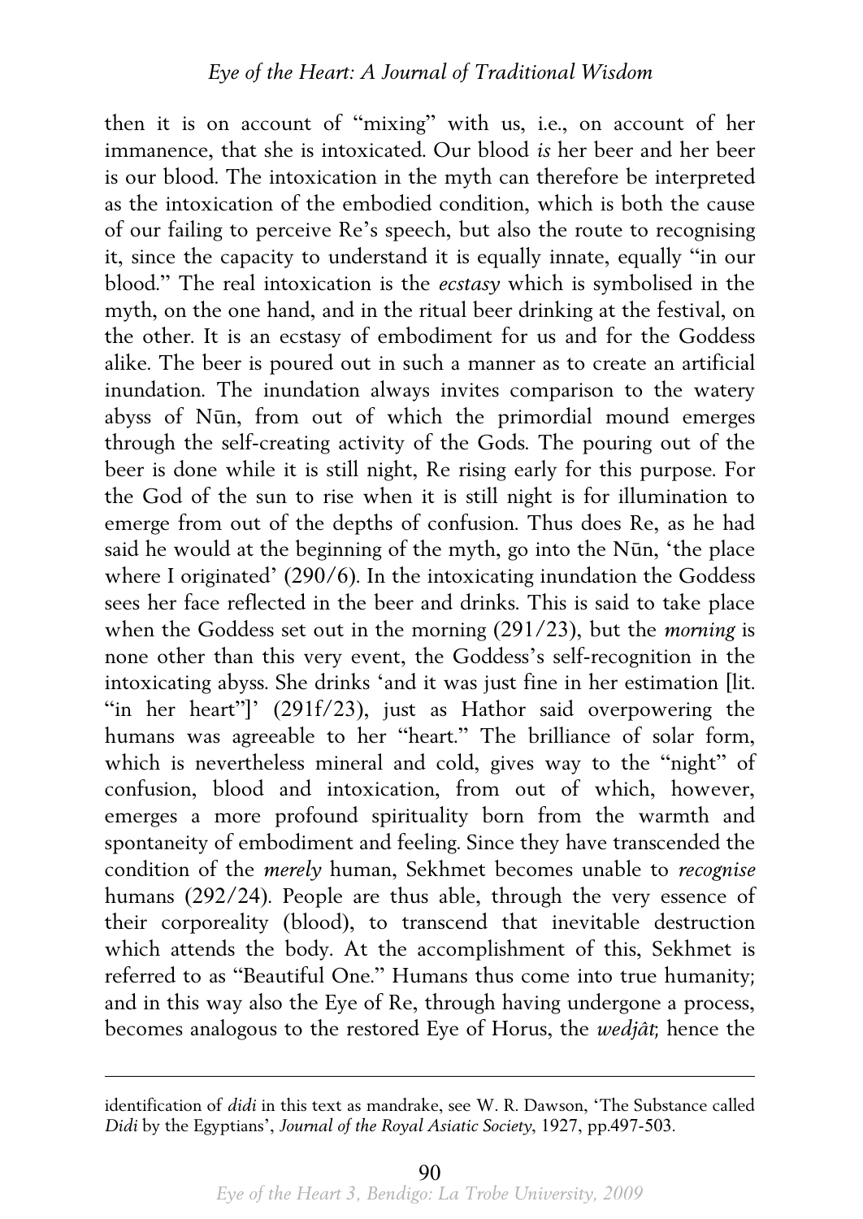then it is on account of "mixing" with us, i.e., on account of her immanence, that she is intoxicated. Our blood *is* her beer and her beer is our blood. The intoxication in the myth can therefore be interpreted as the intoxication of the embodied condition, which is both the cause of our failing to perceive Re's speech, but also the route to recognising it, since the capacity to understand it is equally innate, equally "in our blood." The real intoxication is the *ecstasy* which is symbolised in the myth, on the one hand, and in the ritual beer drinking at the festival, on the other. It is an ecstasy of embodiment for us and for the Goddess alike. The beer is poured out in such a manner as to create an artificial inundation. The inundation always invites comparison to the watery abyss of Nūn, from out of which the primordial mound emerges through the self-creating activity of the Gods. The pouring out of the beer is done while it is still night, Re rising early for this purpose. For the God of the sun to rise when it is still night is for illumination to emerge from out of the depths of confusion. Thus does Re, as he had said he would at the beginning of the myth, go into the Nūn, 'the place where I originated' (290/6). In the intoxicating inundation the Goddess sees her face reflected in the beer and drinks. This is said to take place when the Goddess set out in the morning (291/23), but the *morning* is none other than this very event, the Goddess's self-recognition in the intoxicating abyss. She drinks 'and it was just fine in her estimation [lit. "in her heart"]' (291f/23), just as Hathor said overpowering the humans was agreeable to her "heart." The brilliance of solar form, which is nevertheless mineral and cold, gives way to the "night" of confusion, blood and intoxication, from out of which, however, emerges a more profound spirituality born from the warmth and spontaneity of embodiment and feeling. Since they have transcended the condition of the *merely* human, Sekhmet becomes unable to *recognise* humans (292/24). People are thus able, through the very essence of their corporeality (blood), to transcend that inevitable destruction which attends the body. At the accomplishment of this, Sekhmet is referred to as "Beautiful One." Humans thus come into true humanity; and in this way also the Eye of Re, through having undergone a process, becomes analogous to the restored Eye of Horus, the *wedjât*; hence the

identification of *didi* in this text as mandrake, see W. R. Dawson, 'The Substance called *Didi* by the Egyptians', *Journal of the Royal Asiatic Society*, 1927, pp.497-503.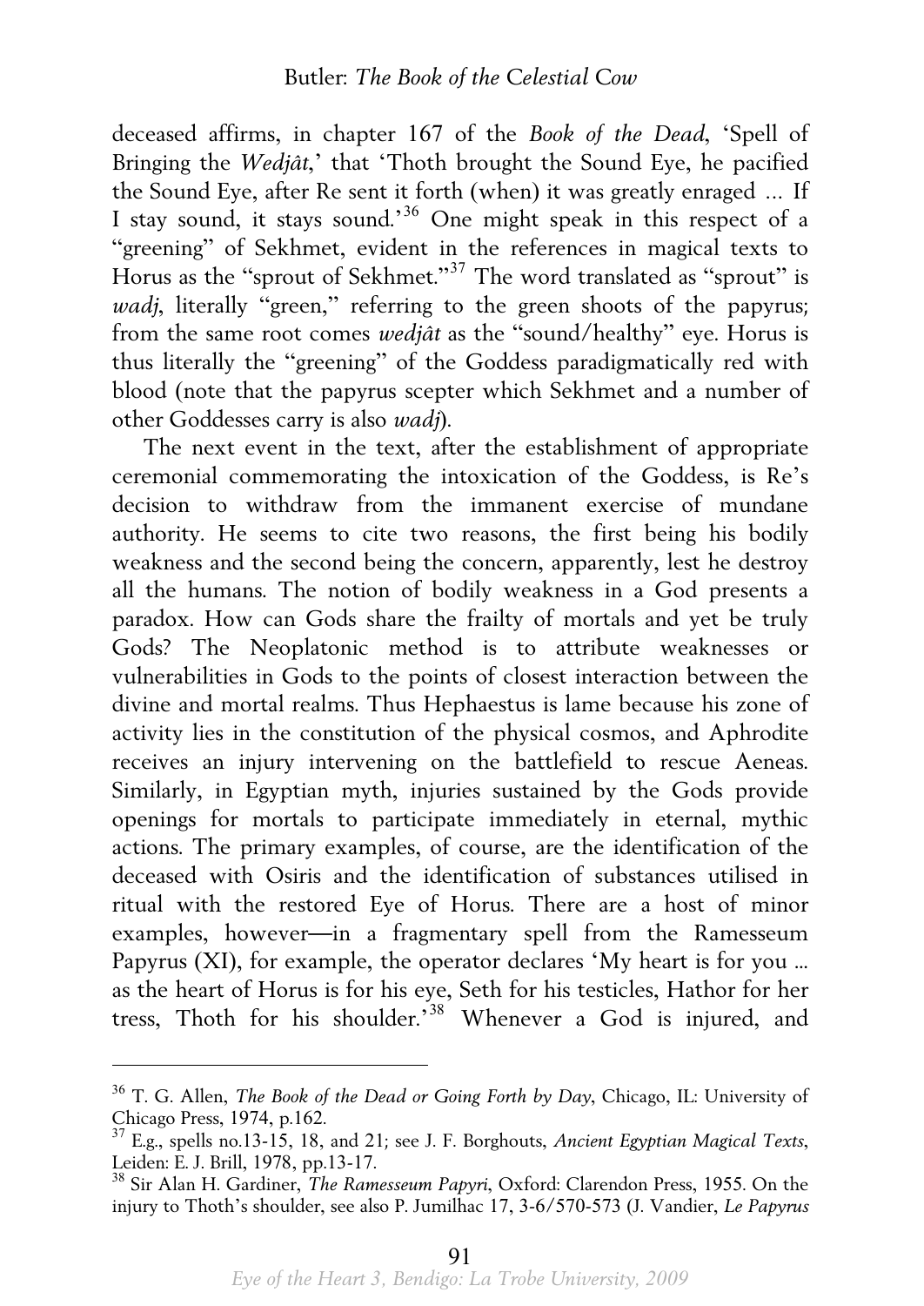deceased affirms, in chapter 167 of the *Book of the Dead*, 'Spell of Bringing the *Wedjât*,' that 'Thoth brought the Sound Eye, he pacified the Sound Eye, after Re sent it forth (when) it was greatly enraged … If I stay sound, it stays sound.'[36] One might speak in this respect of a "greening" of Sekhmet, evident in the references in magical texts to Horus as the "sprout of Sekhmet."[37] The word translated as "sprout" is *wadj*, literally "green," referring to the green shoots of the papyrus; from the same root comes *wedjât* as the "sound/healthy" eye. Horus is thus literally the "greening" of the Goddess paradigmatically red with blood (note that the papyrus scepter which Sekhmet and a number of other Goddesses carry is also *wadj*).

The next event in the text, after the establishment of appropriate ceremonial commemorating the intoxication of the Goddess, is Re's decision to withdraw from the immanent exercise of mundane authority. He seems to cite two reasons, the first being his bodily weakness and the second being the concern, apparently, lest he destroy all the humans. The notion of bodily weakness in a God presents a paradox. How can Gods share the frailty of mortals and yet be truly Gods? The Neoplatonic method is to attribute weaknesses or vulnerabilities in Gods to the points of closest interaction between the divine and mortal realms. Thus Hephaestus is lame because his zone of activity lies in the constitution of the physical cosmos, and Aphrodite receives an injury intervening on the battlefield to rescue Aeneas. Similarly, in Egyptian myth, injuries sustained by the Gods provide openings for mortals to participate immediately in eternal, mythic actions. The primary examples, of course, are the identification of the deceased with Osiris and the identification of substances utilised in ritual with the restored Eye of Horus. There are a host of minor examples, however—in a fragmentary spell from the Ramesseum Papyrus (XI), for example, the operator declares 'My heart is for you … as the heart of Horus is for his eye, Seth for his testicles, Hathor for her tress, Thoth for his shoulder.'[38] Whenever a God is injured, and

---

[36] T. G. Allen, *The Book of the Dead or Going Forth by Day*, Chicago, IL: University of Chicago Press, 1974, p.162.

[37] E.g., spells no.13-15, 18, and 21; see J. F. Borghouts, *Ancient Egyptian Magical Texts*, Leiden: E. J. Brill, 1978, pp.13-17.

[38] Sir Alan H. Gardiner, *The Ramesseum Papyri*, Oxford: Clarendon Press, 1955. On the injury to Thoth's shoulder, see also P. Jumilhac 17, 3-6/570-573 (J. Vandier, *Le Papyrus*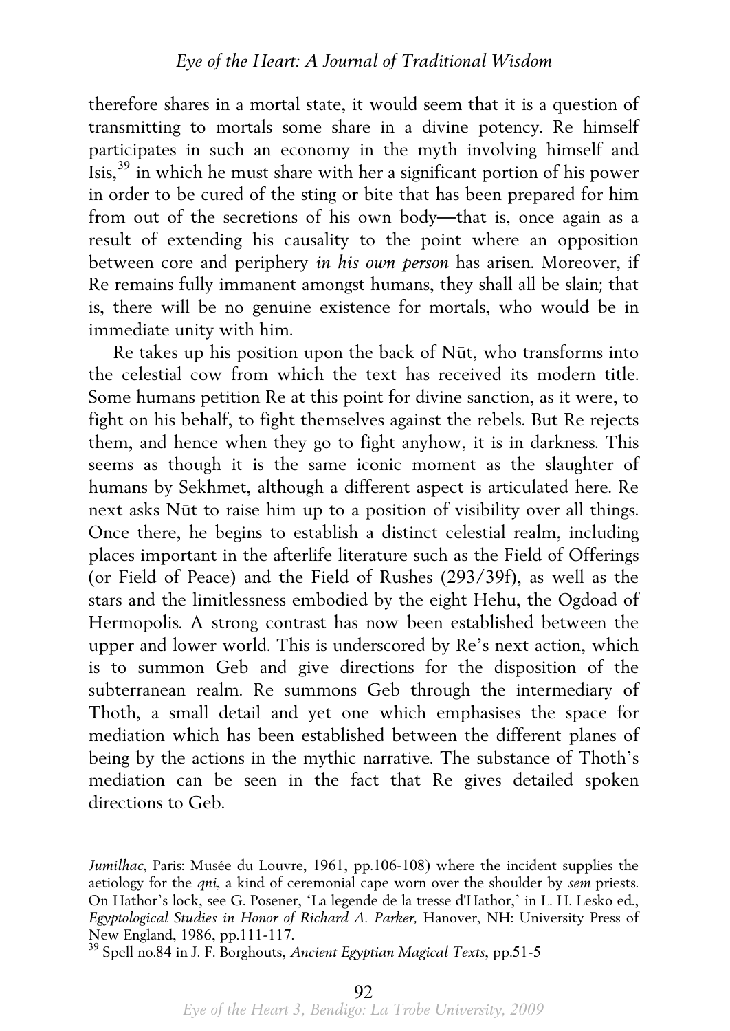therefore shares in a mortal state, it would seem that it is a question of transmitting to mortals some share in a divine potency. Re himself participates in such an economy in the myth involving himself and Isis,[39] in which he must share with her a significant portion of his power in order to be cured of the sting or bite that has been prepared for him from out of the secretions of his own body—that is, once again as a result of extending his causality to the point where an opposition between core and periphery *in his own person* has arisen. Moreover, if Re remains fully immanent amongst humans, they shall all be slain; that is, there will be no genuine existence for mortals, who would be in immediate unity with him.

Re takes up his position upon the back of Nūt, who transforms into the celestial cow from which the text has received its modern title. Some humans petition Re at this point for divine sanction, as it were, to fight on his behalf, to fight themselves against the rebels. But Re rejects them, and hence when they go to fight anyhow, it is in darkness. This seems as though it is the same iconic moment as the slaughter of humans by Sekhmet, although a different aspect is articulated here. Re next asks Nūt to raise him up to a position of visibility over all things. Once there, he begins to establish a distinct celestial realm, including places important in the afterlife literature such as the Field of Offerings (or Field of Peace) and the Field of Rushes (293/39f), as well as the stars and the limitlessness embodied by the eight Hehu, the Ogdoad of Hermopolis. A strong contrast has now been established between the upper and lower world. This is underscored by Re's next action, which is to summon Geb and give directions for the disposition of the subterranean realm. Re summons Geb through the intermediary of Thoth, a small detail and yet one which emphasises the space for mediation which has been established between the different planes of being by the actions in the mythic narrative. The substance of Thoth's mediation can be seen in the fact that Re gives detailed spoken directions to Geb.

---

*Jumilhac*, Paris: Musée du Louvre, 1961, pp.106-108) where the incident supplies the aetiology for the *qni*, a kind of ceremonial cape worn over the shoulder by *sem* priests. On Hathor's lock, see G. Posener, 'La legende de la tresse d'Hathor,' in L. H. Lesko ed., *Egyptological Studies in Honor of Richard A. Parker,* Hanover, NH: University Press of New England, 1986, pp.111-117.

[39] Spell no.84 in J. F. Borghouts, *Ancient Egyptian Magical Texts*, pp.51-5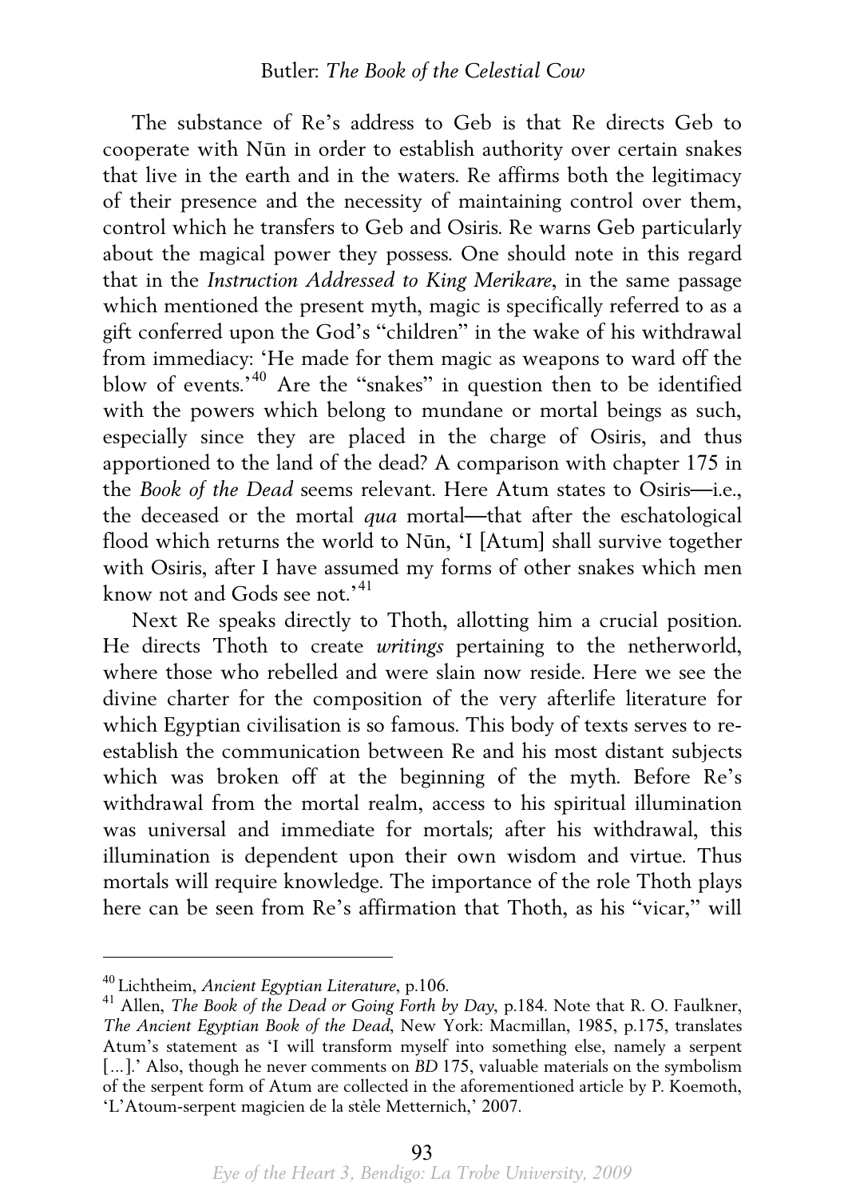The substance of Re's address to Geb is that Re directs Geb to cooperate with Nūn in order to establish authority over certain snakes that live in the earth and in the waters. Re affirms both the legitimacy of their presence and the necessity of maintaining control over them, control which he transfers to Geb and Osiris. Re warns Geb particularly about the magical power they possess. One should note in this regard that in the *Instruction Addressed to King Merikare*, in the same passage which mentioned the present myth, magic is specifically referred to as a gift conferred upon the God's "children" in the wake of his withdrawal from immediacy: 'He made for them magic as weapons to ward off the blow of events.'[40] Are the "snakes" in question then to be identified with the powers which belong to mundane or mortal beings as such, especially since they are placed in the charge of Osiris, and thus apportioned to the land of the dead? A comparison with chapter 175 in the *Book of the Dead* seems relevant. Here Atum states to Osiris—i.e., the deceased or the mortal *qua* mortal—that after the eschatological flood which returns the world to Nūn, 'I [Atum] shall survive together with Osiris, after I have assumed my forms of other snakes which men know not and Gods see not.'[41]

Next Re speaks directly to Thoth, allotting him a crucial position. He directs Thoth to create *writings* pertaining to the netherworld, where those who rebelled and were slain now reside. Here we see the divine charter for the composition of the very afterlife literature for which Egyptian civilisation is so famous. This body of texts serves to re-establish the communication between Re and his most distant subjects which was broken off at the beginning of the myth. Before Re's withdrawal from the mortal realm, access to his spiritual illumination was universal and immediate for mortals; after his withdrawal, this illumination is dependent upon their own wisdom and virtue. Thus mortals will require knowledge. The importance of the role Thoth plays here can be seen from Re's affirmation that Thoth, as his "vicar," will

---

[40] Lichtheim, *Ancient Egyptian Literature*, p.106.

[41] Allen, *The Book of the Dead or Going Forth by Day*, p.184. Note that R. O. Faulkner, *The Ancient Egyptian Book of the Dead*, New York: Macmillan, 1985, p.175, translates Atum's statement as 'I will transform myself into something else, namely a serpent [...].' Also, though he never comments on *BD* 175, valuable materials on the symbolism of the serpent form of Atum are collected in the aforementioned article by P. Koemoth, 'L'Atoum-serpent magicien de la stèle Metternich,' 2007.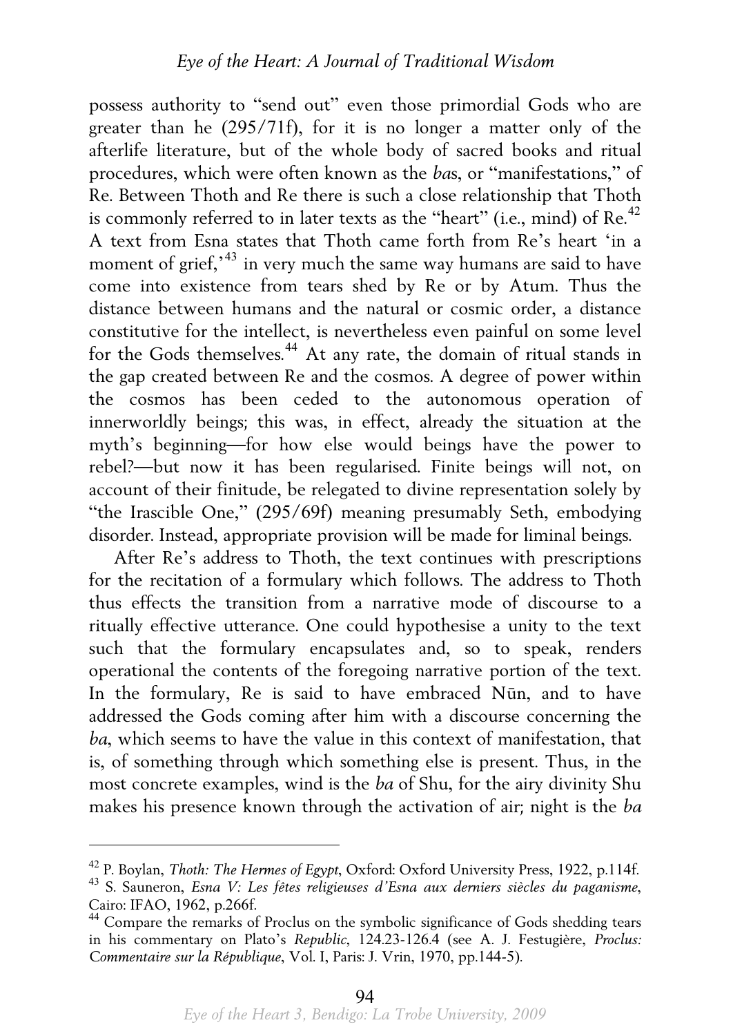possess authority to "send out" even those primordial Gods who are greater than he (295/71f), for it is no longer a matter only of the afterlife literature, but of the whole body of sacred books and ritual procedures, which were often known as the *ba*s, or "manifestations," of Re. Between Thoth and Re there is such a close relationship that Thoth is commonly referred to in later texts as the "heart" (i.e., mind) of Re.[42] A text from Esna states that Thoth came forth from Re's heart 'in a moment of grief,'[43] in very much the same way humans are said to have come into existence from tears shed by Re or by Atum. Thus the distance between humans and the natural or cosmic order, a distance constitutive for the intellect, is nevertheless even painful on some level for the Gods themselves.[44] At any rate, the domain of ritual stands in the gap created between Re and the cosmos. A degree of power within the cosmos has been ceded to the autonomous operation of innerworldly beings; this was, in effect, already the situation at the myth's beginning—for how else would beings have the power to rebel?—but now it has been regularised. Finite beings will not, on account of their finitude, be relegated to divine representation solely by "the Irascible One," (295/69f) meaning presumably Seth, embodying disorder. Instead, appropriate provision will be made for liminal beings.

After Re's address to Thoth, the text continues with prescriptions for the recitation of a formulary which follows. The address to Thoth thus effects the transition from a narrative mode of discourse to a ritually effective utterance. One could hypothesise a unity to the text such that the formulary encapsulates and, so to speak, renders operational the contents of the foregoing narrative portion of the text. In the formulary, Re is said to have embraced Nūn, and to have addressed the Gods coming after him with a discourse concerning the *ba*, which seems to have the value in this context of manifestation, that is, of something through which something else is present. Thus, in the most concrete examples, wind is the *ba* of Shu, for the airy divinity Shu makes his presence known through the activation of air; night is the *ba*

---

[42] P. Boylan, *Thoth: The Hermes of Egypt*, Oxford: Oxford University Press, 1922, p.114f.

[43] S. Sauneron, *Esna V: Les fêtes religieuses d'Esna aux derniers siècles du paganisme*, Cairo: IFAO, 1962, p.266f.

[44] Compare the remarks of Proclus on the symbolic significance of Gods shedding tears in his commentary on Plato's *Republic*, 124.23-126.4 (see A. J. Festugière, *Proclus: Commentaire sur la République*, Vol. I, Paris: J. Vrin, 1970, pp.144-5).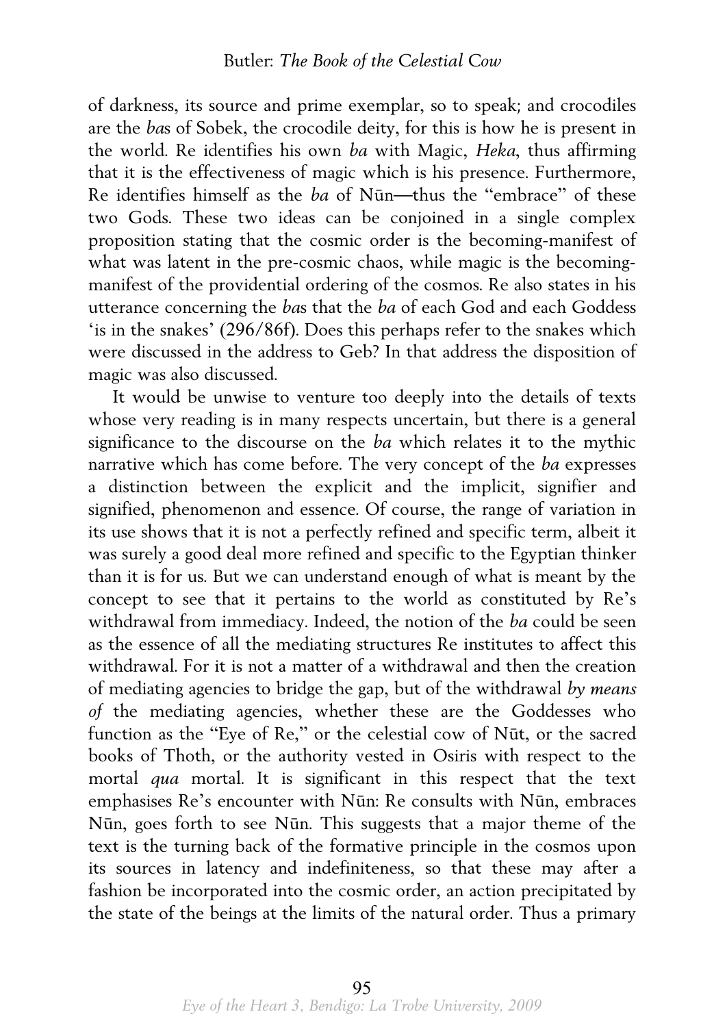of darkness, its source and prime exemplar, so to speak; and crocodiles are the *ba*s of Sobek, the crocodile deity, for this is how he is present in the world. Re identifies his own *ba* with Magic, *Heka*, thus affirming that it is the effectiveness of magic which is his presence. Furthermore, Re identifies himself as the *ba* of Nūn—thus the "embrace" of these two Gods. These two ideas can be conjoined in a single complex proposition stating that the cosmic order is the becoming-manifest of what was latent in the pre-cosmic chaos, while magic is the becoming-manifest of the providential ordering of the cosmos. Re also states in his utterance concerning the *ba*s that the *ba* of each God and each Goddess 'is in the snakes' (296/86f). Does this perhaps refer to the snakes which were discussed in the address to Geb? In that address the disposition of magic was also discussed.

It would be unwise to venture too deeply into the details of texts whose very reading is in many respects uncertain, but there is a general significance to the discourse on the *ba* which relates it to the mythic narrative which has come before. The very concept of the *ba* expresses a distinction between the explicit and the implicit, signifier and signified, phenomenon and essence. Of course, the range of variation in its use shows that it is not a perfectly refined and specific term, albeit it was surely a good deal more refined and specific to the Egyptian thinker than it is for us. But we can understand enough of what is meant by the concept to see that it pertains to the world as constituted by Re's withdrawal from immediacy. Indeed, the notion of the *ba* could be seen as the essence of all the mediating structures Re institutes to affect this withdrawal. For it is not a matter of a withdrawal and then the creation of mediating agencies to bridge the gap, but of the withdrawal *by means of* the mediating agencies, whether these are the Goddesses who function as the "Eye of Re," or the celestial cow of Nūt, or the sacred books of Thoth, or the authority vested in Osiris with respect to the mortal *qua* mortal. It is significant in this respect that the text emphasises Re's encounter with Nūn: Re consults with Nūn, embraces Nūn, goes forth to see Nūn. This suggests that a major theme of the text is the turning back of the formative principle in the cosmos upon its sources in latency and indefiniteness, so that these may after a fashion be incorporated into the cosmic order, an action precipitated by the state of the beings at the limits of the natural order. Thus a primary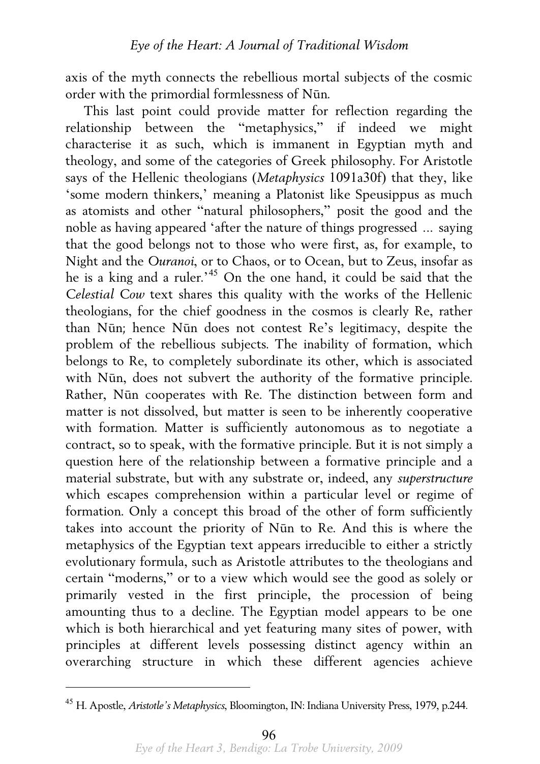axis of the myth connects the rebellious mortal subjects of the cosmic order with the primordial formlessness of Nūn.

This last point could provide matter for reflection regarding the relationship between the "metaphysics," if indeed we might characterise it as such, which is immanent in Egyptian myth and theology, and some of the categories of Greek philosophy. For Aristotle says of the Hellenic theologians (*Metaphysics* 1091a30f) that they, like 'some modern thinkers,' meaning a Platonist like Speusippus as much as atomists and other "natural philosophers," posit the good and the noble as having appeared 'after the nature of things progressed … saying that the good belongs not to those who were first, as, for example, to Night and the *Ouranoi*, or to Chaos, or to Ocean, but to Zeus, insofar as he is a king and a ruler.'[45] On the one hand, it could be said that the *Celestial Cow* text shares this quality with the works of the Hellenic theologians, for the chief goodness in the cosmos is clearly Re, rather than Nūn; hence Nūn does not contest Re's legitimacy, despite the problem of the rebellious subjects. The inability of formation, which belongs to Re, to completely subordinate its other, which is associated with Nūn, does not subvert the authority of the formative principle. Rather, Nūn cooperates with Re. The distinction between form and matter is not dissolved, but matter is seen to be inherently cooperative with formation. Matter is sufficiently autonomous as to negotiate a contract, so to speak, with the formative principle. But it is not simply a question here of the relationship between a formative principle and a material substrate, but with any substrate or, indeed, any *superstructure* which escapes comprehension within a particular level or regime of formation. Only a concept this broad of the other of form sufficiently takes into account the priority of Nūn to Re. And this is where the metaphysics of the Egyptian text appears irreducible to either a strictly evolutionary formula, such as Aristotle attributes to the theologians and certain "moderns," or to a view which would see the good as solely or primarily vested in the first principle, the procession of being amounting thus to a decline. The Egyptian model appears to be one which is both hierarchical and yet featuring many sites of power, with principles at different levels possessing distinct agency within an overarching structure in which these different agencies achieve

[45] H. Apostle, *Aristotle's Metaphysics*, Bloomington, IN: Indiana University Press, 1979, p.244.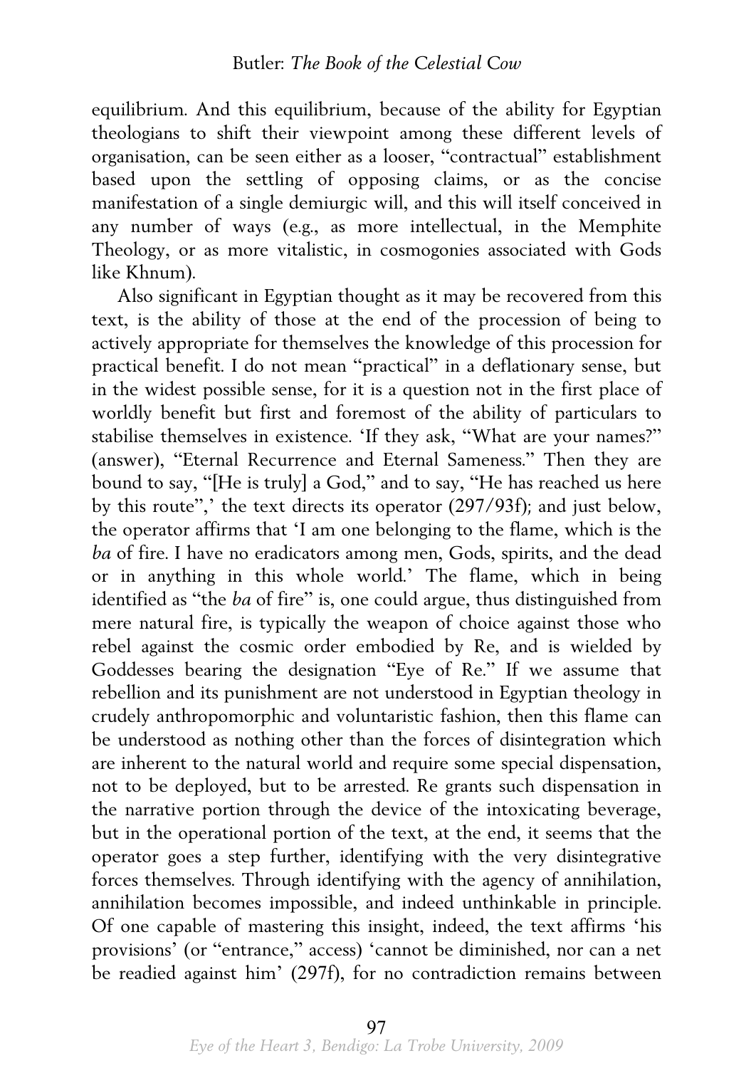equilibrium. And this equilibrium, because of the ability for Egyptian theologians to shift their viewpoint among these different levels of organisation, can be seen either as a looser, "contractual" establishment based upon the settling of opposing claims, or as the concise manifestation of a single demiurgic will, and this will itself conceived in any number of ways (e.g., as more intellectual, in the Memphite Theology, or as more vitalistic, in cosmogonies associated with Gods like Khnum).

Also significant in Egyptian thought as it may be recovered from this text, is the ability of those at the end of the procession of being to actively appropriate for themselves the knowledge of this procession for practical benefit. I do not mean "practical" in a deflationary sense, but in the widest possible sense, for it is a question not in the first place of worldly benefit but first and foremost of the ability of particulars to stabilise themselves in existence. 'If they ask, "What are your names?" (answer), "Eternal Recurrence and Eternal Sameness." Then they are bound to say, "[He is truly] a God," and to say, "He has reached us here by this route",' the text directs its operator (297/93f); and just below, the operator affirms that 'I am one belonging to the flame, which is the *ba* of fire. I have no eradicators among men, Gods, spirits, and the dead or in anything in this whole world.' The flame, which in being identified as "the *ba* of fire" is, one could argue, thus distinguished from mere natural fire, is typically the weapon of choice against those who rebel against the cosmic order embodied by Re, and is wielded by Goddesses bearing the designation "Eye of Re." If we assume that rebellion and its punishment are not understood in Egyptian theology in crudely anthropomorphic and voluntaristic fashion, then this flame can be understood as nothing other than the forces of disintegration which are inherent to the natural world and require some special dispensation, not to be deployed, but to be arrested. Re grants such dispensation in the narrative portion through the device of the intoxicating beverage, but in the operational portion of the text, at the end, it seems that the operator goes a step further, identifying with the very disintegrative forces themselves. Through identifying with the agency of annihilation, annihilation becomes impossible, and indeed unthinkable in principle. Of one capable of mastering this insight, indeed, the text affirms 'his provisions' (or "entrance," access) 'cannot be diminished, nor can a net be readied against him' (297f), for no contradiction remains between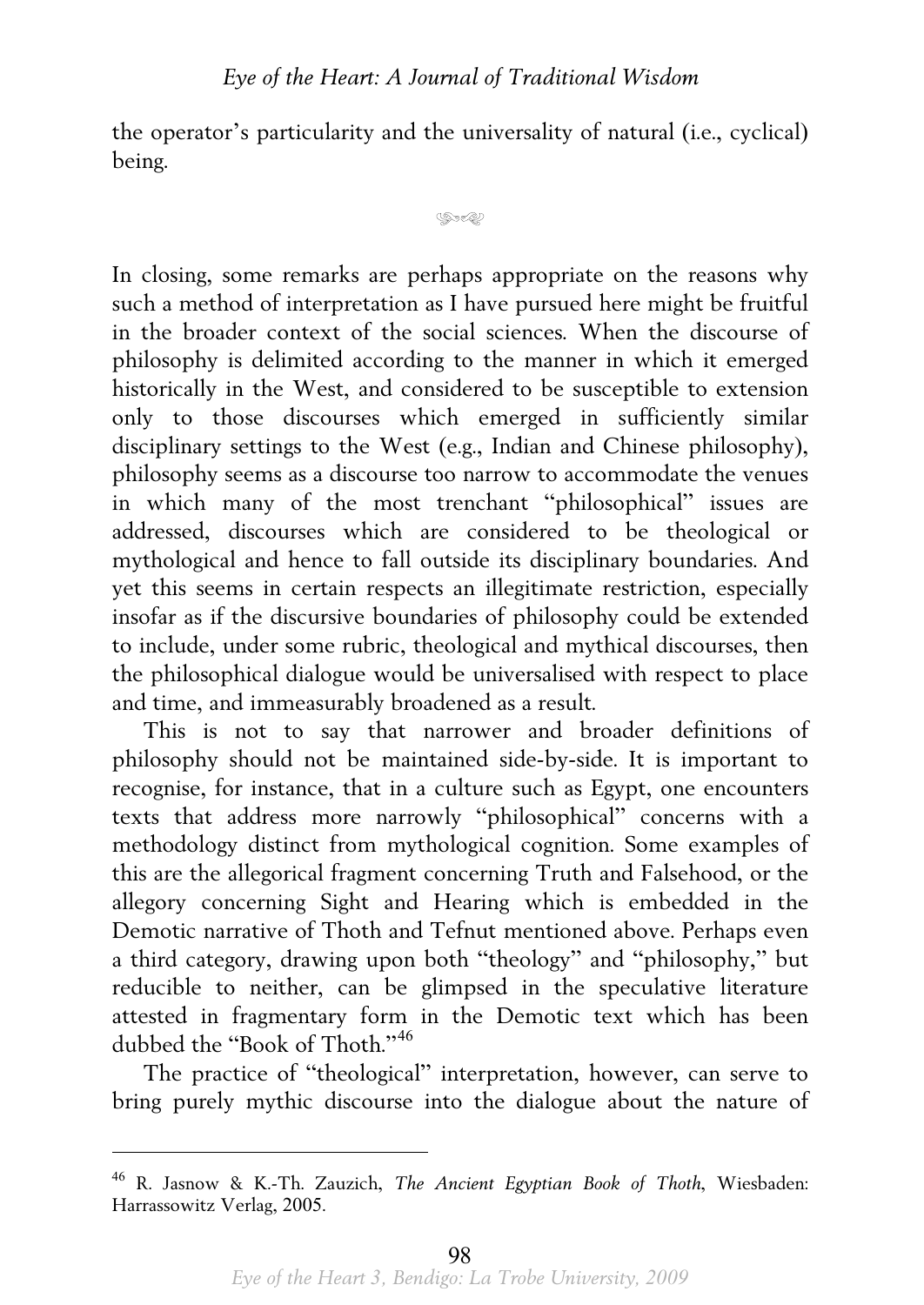the operator's particularity and the universality of natural (i.e., cyclical) being.

---

In closing, some remarks are perhaps appropriate on the reasons why such a method of interpretation as I have pursued here might be fruitful in the broader context of the social sciences. When the discourse of philosophy is delimited according to the manner in which it emerged historically in the West, and considered to be susceptible to extension only to those discourses which emerged in sufficiently similar disciplinary settings to the West (e.g., Indian and Chinese philosophy), philosophy seems as a discourse too narrow to accommodate the venues in which many of the most trenchant "philosophical" issues are addressed, discourses which are considered to be theological or mythological and hence to fall outside its disciplinary boundaries. And yet this seems in certain respects an illegitimate restriction, especially insofar as if the discursive boundaries of philosophy could be extended to include, under some rubric, theological and mythical discourses, then the philosophical dialogue would be universalised with respect to place and time, and immeasurably broadened as a result.

This is not to say that narrower and broader definitions of philosophy should not be maintained side-by-side. It is important to recognise, for instance, that in a culture such as Egypt, one encounters texts that address more narrowly "philosophical" concerns with a methodology distinct from mythological cognition. Some examples of this are the allegorical fragment concerning Truth and Falsehood, or the allegory concerning Sight and Hearing which is embedded in the Demotic narrative of Thoth and Tefnut mentioned above. Perhaps even a third category, drawing upon both "theology" and "philosophy," but reducible to neither, can be glimpsed in the speculative literature attested in fragmentary form in the Demotic text which has been dubbed the "Book of Thoth."[46]

The practice of "theological" interpretation, however, can serve to bring purely mythic discourse into the dialogue about the nature of

---

[46] R. Jasnow & K.-Th. Zauzich, *The Ancient Egyptian Book of Thoth*, Wiesbaden: Harrassowitz Verlag, 2005.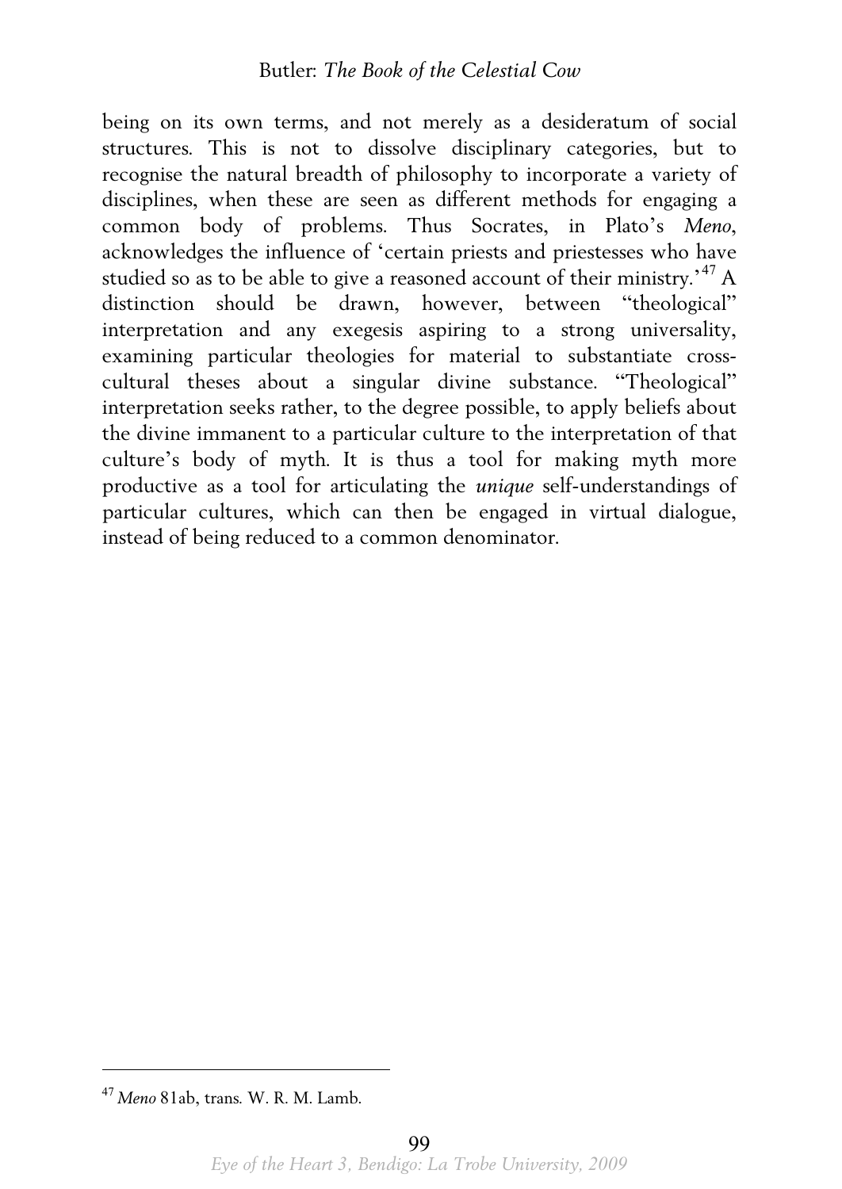being on its own terms, and not merely as a desideratum of social structures. This is not to dissolve disciplinary categories, but to recognise the natural breadth of philosophy to incorporate a variety of disciplines, when these are seen as different methods for engaging a common body of problems. Thus Socrates, in Plato's *Meno*, acknowledges the influence of 'certain priests and priestesses who have studied so as to be able to give a reasoned account of their ministry.'[47] A distinction should be drawn, however, between "theological" interpretation and any exegesis aspiring to a strong universality, examining particular theologies for material to substantiate cross-cultural theses about a singular divine substance. "Theological" interpretation seeks rather, to the degree possible, to apply beliefs about the divine immanent to a particular culture to the interpretation of that culture's body of myth. It is thus a tool for making myth more productive as a tool for articulating the *unique* self-understandings of particular cultures, which can then be engaged in virtual dialogue, instead of being reduced to a common denominator.

---

[47] *Meno* 81ab, trans. W. R. M. Lamb.